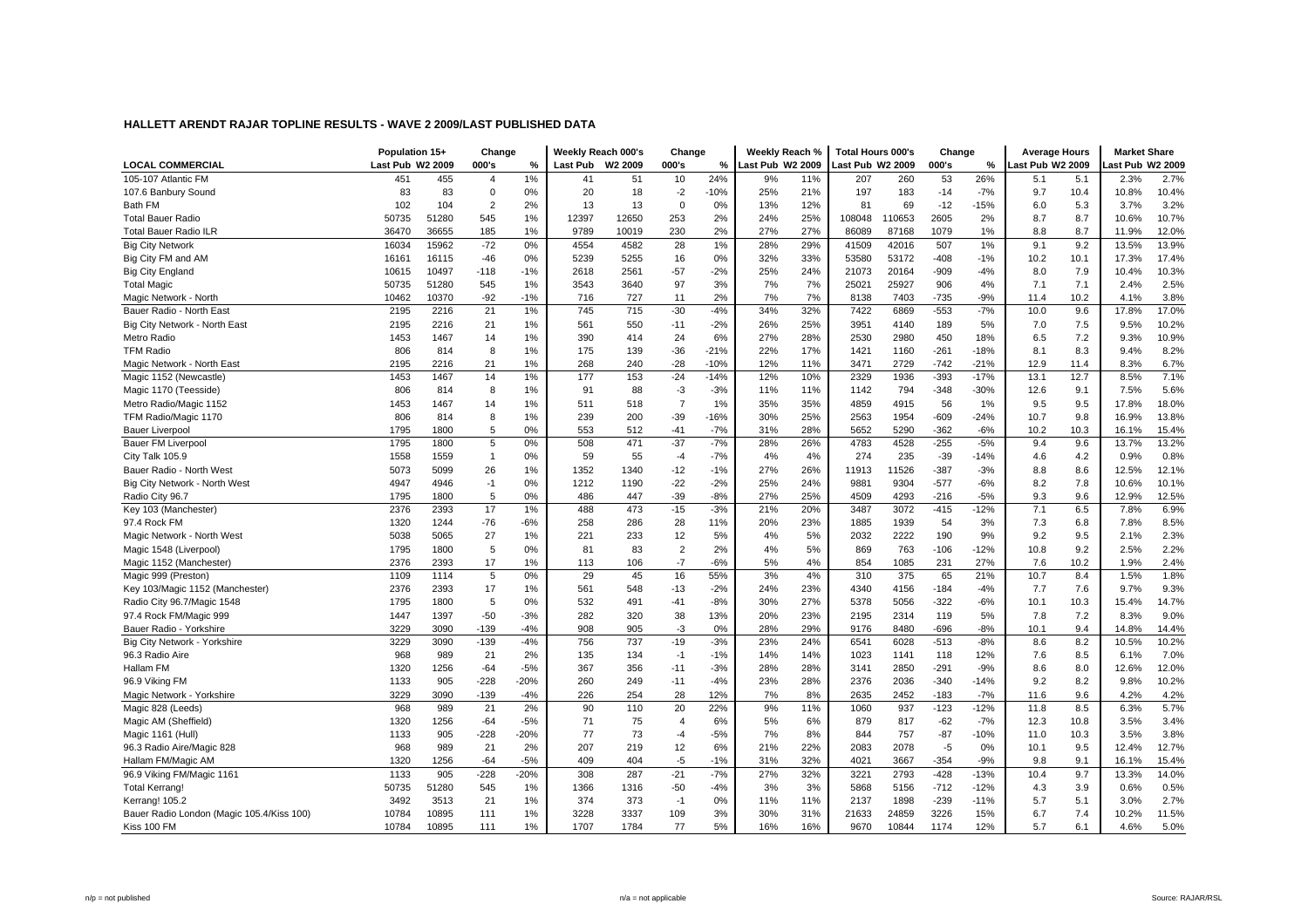## HALLETT ARENDT RAJAR TOPLINE RESULTS - WAVE 2 2009/LAST PUBLISHED DATA

| LOCAL COMMERCIAL | Population 15+ | | Change | | Weekly Reach 000's | | Change | | Weekly Reach % | | Total Hours 000's | | Change | | Average Hours | | Market Share | |
|---|---|---|---|---|---|---|---|---|---|---|---|---|---|---|---|---|---|---|
| | Last Pub | W2 2009 | 000's | % | Last Pub | W2 2009 | 000's | % | Last Pub | W2 2009 | Last Pub | W2 2009 | 000's | % | Last Pub | W2 2009 | Last Pub | W2 2009 |
| 105-107 Atlantic FM | 451 | 455 | 4 | 1% | 41 | 51 | 10 | 24% | 9% | 11% | 207 | 260 | 53 | 26% | 5.1 | 5.1 | 2.3% | 2.7% |
| 107.6 Banbury Sound | 83 | 83 | 0 | 0% | 20 | 18 | -2 | -10% | 25% | 21% | 197 | 183 | -14 | -7% | 9.7 | 10.4 | 10.8% | 10.4% |
| Bath FM | 102 | 104 | 2 | 2% | 13 | 13 | 0 | 0% | 13% | 12% | 81 | 69 | -12 | -15% | 6.0 | 5.3 | 3.7% | 3.2% |
| Total Bauer Radio | 50735 | 51280 | 545 | 1% | 12397 | 12650 | 253 | 2% | 24% | 25% | 108048 | 110653 | 2605 | 2% | 8.7 | 8.7 | 10.6% | 10.7% |
| Total Bauer Radio ILR | 36470 | 36655 | 185 | 1% | 9789 | 10019 | 230 | 2% | 27% | 27% | 86089 | 87168 | 1079 | 1% | 8.8 | 8.7 | 11.9% | 12.0% |
| Big City Network | 16034 | 15962 | -72 | 0% | 4554 | 4582 | 28 | 1% | 28% | 29% | 41509 | 42016 | 507 | 1% | 9.1 | 9.2 | 13.5% | 13.9% |
| Big City FM and AM | 16161 | 16115 | -46 | 0% | 5239 | 5255 | 16 | 0% | 32% | 33% | 53580 | 53172 | -408 | -1% | 10.2 | 10.1 | 17.3% | 17.4% |
| Big City England | 10615 | 10497 | -118 | -1% | 2618 | 2561 | -57 | -2% | 25% | 24% | 21073 | 20164 | -909 | -4% | 8.0 | 7.9 | 10.4% | 10.3% |
| Total Magic | 50735 | 51280 | 545 | 1% | 3543 | 3640 | 97 | 3% | 7% | 7% | 25021 | 25927 | 906 | 4% | 7.1 | 7.1 | 2.4% | 2.5% |
| Magic Network - North | 10462 | 10370 | -92 | -1% | 716 | 727 | 11 | 2% | 7% | 7% | 8138 | 7403 | -735 | -9% | 11.4 | 10.2 | 4.1% | 3.8% |
| Bauer Radio - North East | 2195 | 2216 | 21 | 1% | 745 | 715 | -30 | -4% | 34% | 32% | 7422 | 6869 | -553 | -7% | 10.0 | 9.6 | 17.8% | 17.0% |
| Big City Network - North East | 2195 | 2216 | 21 | 1% | 561 | 550 | -11 | -2% | 26% | 25% | 3951 | 4140 | 189 | 5% | 7.0 | 7.5 | 9.5% | 10.2% |
| Metro Radio | 1453 | 1467 | 14 | 1% | 390 | 414 | 24 | 6% | 27% | 28% | 2530 | 2980 | 450 | 18% | 6.5 | 7.2 | 9.3% | 10.9% |
| TFM Radio | 806 | 814 | 8 | 1% | 175 | 139 | -36 | -21% | 22% | 17% | 1421 | 1160 | -261 | -18% | 8.1 | 8.3 | 9.4% | 8.2% |
| Magic Network - North East | 2195 | 2216 | 21 | 1% | 268 | 240 | -28 | -10% | 12% | 11% | 3471 | 2729 | -742 | -21% | 12.9 | 11.4 | 8.3% | 6.7% |
| Magic 1152 (Newcastle) | 1453 | 1467 | 14 | 1% | 177 | 153 | -24 | -14% | 12% | 10% | 2329 | 1936 | -393 | -17% | 13.1 | 12.7 | 8.5% | 7.1% |
| Magic 1170 (Teesside) | 806 | 814 | 8 | 1% | 91 | 88 | -3 | -3% | 11% | 11% | 1142 | 794 | -348 | -30% | 12.6 | 9.1 | 7.5% | 5.6% |
| Metro Radio/Magic 1152 | 1453 | 1467 | 14 | 1% | 511 | 518 | 7 | 1% | 35% | 35% | 4859 | 4915 | 56 | 1% | 9.5 | 9.5 | 17.8% | 18.0% |
| TFM Radio/Magic 1170 | 806 | 814 | 8 | 1% | 239 | 200 | -39 | -16% | 30% | 25% | 2563 | 1954 | -609 | -24% | 10.7 | 9.8 | 16.9% | 13.8% |
| Bauer Liverpool | 1795 | 1800 | 5 | 0% | 553 | 512 | -41 | -7% | 31% | 28% | 5652 | 5290 | -362 | -6% | 10.2 | 10.3 | 16.1% | 15.4% |
| Bauer FM Liverpool | 1795 | 1800 | 5 | 0% | 508 | 471 | -37 | -7% | 28% | 26% | 4783 | 4528 | -255 | -5% | 9.4 | 9.6 | 13.7% | 13.2% |
| City Talk 105.9 | 1558 | 1559 | 1 | 0% | 59 | 55 | -4 | -7% | 4% | 4% | 274 | 235 | -39 | -14% | 4.6 | 4.2 | 0.9% | 0.8% |
| Bauer Radio - North West | 5073 | 5099 | 26 | 1% | 1352 | 1340 | -12 | -1% | 27% | 26% | 11913 | 11526 | -387 | -3% | 8.8 | 8.6 | 12.5% | 12.1% |
| Big City Network - North West | 4947 | 4946 | -1 | 0% | 1212 | 1190 | -22 | -2% | 25% | 24% | 9881 | 9304 | -577 | -6% | 8.2 | 7.8 | 10.6% | 10.1% |
| Radio City 96.7 | 1795 | 1800 | 5 | 0% | 486 | 447 | -39 | -8% | 27% | 25% | 4509 | 4293 | -216 | -5% | 9.3 | 9.6 | 12.9% | 12.5% |
| Key 103 (Manchester) | 2376 | 2393 | 17 | 1% | 488 | 473 | -15 | -3% | 21% | 20% | 3487 | 3072 | -415 | -12% | 7.1 | 6.5 | 7.8% | 6.9% |
| 97.4 Rock FM | 1320 | 1244 | -76 | -6% | 258 | 286 | 28 | 11% | 20% | 23% | 1885 | 1939 | 54 | 3% | 7.3 | 6.8 | 7.8% | 8.5% |
| Magic Network - North West | 5038 | 5065 | 27 | 1% | 221 | 233 | 12 | 5% | 4% | 5% | 2032 | 2222 | 190 | 9% | 9.2 | 9.5 | 2.1% | 2.3% |
| Magic 1548 (Liverpool) | 1795 | 1800 | 5 | 0% | 81 | 83 | 2 | 2% | 4% | 5% | 869 | 763 | -106 | -12% | 10.8 | 9.2 | 2.5% | 2.2% |
| Magic 1152 (Manchester) | 2376 | 2393 | 17 | 1% | 113 | 106 | -7 | -6% | 5% | 4% | 854 | 1085 | 231 | 27% | 7.6 | 10.2 | 1.9% | 2.4% |
| Magic 999 (Preston) | 1109 | 1114 | 5 | 0% | 29 | 45 | 16 | 55% | 3% | 4% | 310 | 375 | 65 | 21% | 10.7 | 8.4 | 1.5% | 1.8% |
| Key 103/Magic 1152 (Manchester) | 2376 | 2393 | 17 | 1% | 561 | 548 | -13 | -2% | 24% | 23% | 4340 | 4156 | -184 | -4% | 7.7 | 7.6 | 9.7% | 9.3% |
| Radio City 96.7/Magic 1548 | 1795 | 1800 | 5 | 0% | 532 | 491 | -41 | -8% | 30% | 27% | 5378 | 5056 | -322 | -6% | 10.1 | 10.3 | 15.4% | 14.7% |
| 97.4 Rock FM/Magic 999 | 1447 | 1397 | -50 | -3% | 282 | 320 | 38 | 13% | 20% | 23% | 2195 | 2314 | 119 | 5% | 7.8 | 7.2 | 8.3% | 9.0% |
| Bauer Radio - Yorkshire | 3229 | 3090 | -139 | -4% | 908 | 905 | -3 | 0% | 28% | 29% | 9176 | 8480 | -696 | -8% | 10.1 | 9.4 | 14.8% | 14.4% |
| Big City Network - Yorkshire | 3229 | 3090 | -139 | -4% | 756 | 737 | -19 | -3% | 23% | 24% | 6541 | 6028 | -513 | -8% | 8.6 | 8.2 | 10.5% | 10.2% |
| 96.3 Radio Aire | 968 | 989 | 21 | 2% | 135 | 134 | -1 | -1% | 14% | 14% | 1023 | 1141 | 118 | 12% | 7.6 | 8.5 | 6.1% | 7.0% |
| Hallam FM | 1320 | 1256 | -64 | -5% | 367 | 356 | -11 | -3% | 28% | 28% | 3141 | 2850 | -291 | -9% | 8.6 | 8.0 | 12.6% | 12.0% |
| 96.9 Viking FM | 1133 | 905 | -228 | -20% | 260 | 249 | -11 | -4% | 23% | 28% | 2376 | 2036 | -340 | -14% | 9.2 | 8.2 | 9.8% | 10.2% |
| Magic Network - Yorkshire | 3229 | 3090 | -139 | -4% | 226 | 254 | 28 | 12% | 7% | 8% | 2635 | 2452 | -183 | -7% | 11.6 | 9.6 | 4.2% | 4.2% |
| Magic 828 (Leeds) | 968 | 989 | 21 | 2% | 90 | 110 | 20 | 22% | 9% | 11% | 1060 | 937 | -123 | -12% | 11.8 | 8.5 | 6.3% | 5.7% |
| Magic AM (Sheffield) | 1320 | 1256 | -64 | -5% | 71 | 75 | 4 | 6% | 5% | 6% | 879 | 817 | -62 | -7% | 12.3 | 10.8 | 3.5% | 3.4% |
| Magic 1161 (Hull) | 1133 | 905 | -228 | -20% | 77 | 73 | -4 | -5% | 7% | 8% | 844 | 757 | -87 | -10% | 11.0 | 10.3 | 3.5% | 3.8% |
| 96.3 Radio Aire/Magic 828 | 968 | 989 | 21 | 2% | 207 | 219 | 12 | 6% | 21% | 22% | 2083 | 2078 | -5 | 0% | 10.1 | 9.5 | 12.4% | 12.7% |
| Hallam FM/Magic AM | 1320 | 1256 | -64 | -5% | 409 | 404 | -5 | -1% | 31% | 32% | 4021 | 3667 | -354 | -9% | 9.8 | 9.1 | 16.1% | 15.4% |
| 96.9 Viking FM/Magic 1161 | 1133 | 905 | -228 | -20% | 308 | 287 | -21 | -7% | 27% | 32% | 3221 | 2793 | -428 | -13% | 10.4 | 9.7 | 13.3% | 14.0% |
| Total Kerrang! | 50735 | 51280 | 545 | 1% | 1366 | 1316 | -50 | -4% | 3% | 3% | 5868 | 5156 | -712 | -12% | 4.3 | 3.9 | 0.6% | 0.5% |
| Kerrang! 105.2 | 3492 | 3513 | 21 | 1% | 374 | 373 | -1 | 0% | 11% | 11% | 2137 | 1898 | -239 | -11% | 5.7 | 5.1 | 3.0% | 2.7% |
| Bauer Radio London (Magic 105.4/Kiss 100) | 10784 | 10895 | 111 | 1% | 3228 | 3337 | 109 | 3% | 30% | 31% | 21633 | 24859 | 3226 | 15% | 6.7 | 7.4 | 10.2% | 11.5% |
| Kiss 100 FM | 10784 | 10895 | 111 | 1% | 1707 | 1784 | 77 | 5% | 16% | 16% | 9670 | 10844 | 1174 | 12% | 5.7 | 6.1 | 4.6% | 5.0% |

n/p = not published n/a = not applicable Source: RAJAR/RSL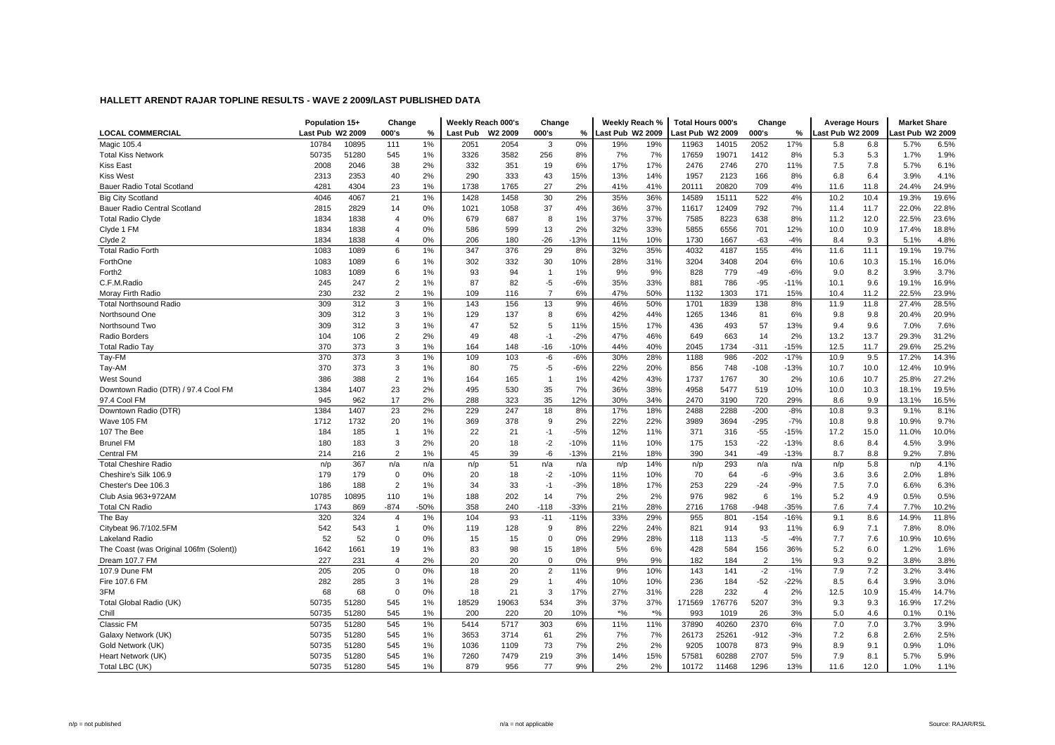## HALLETT ARENDT RAJAR TOPLINE RESULTS - WAVE 2 2009/LAST PUBLISHED DATA

| LOCAL COMMERCIAL | Population 15+ | | Change | | Weekly Reach 000's | | Change | | Weekly Reach % | | Total Hours 000's | | Change | | Average Hours | | Market Share | |
|---|---|---|---|---|---|---|---|---|---|---|---|---|---|---|---|---|---|---|
| | Last Pub | W2 2009 | 000's | % | Last Pub | W2 2009 | 000's | % | Last Pub | W2 2009 | Last Pub | W2 2009 | 000's | % | Last Pub | W2 2009 | Last Pub | W2 2009 |
| Magic 105.4 | 10784 | 10895 | 111 | 1% | 2051 | 2054 | 3 | 0% | 19% | 19% | 11963 | 14015 | 2052 | 17% | 5.8 | 6.8 | 5.7% | 6.5% |
| Total Kiss Network | 50735 | 51280 | 545 | 1% | 3326 | 3582 | 256 | 8% | 7% | 7% | 17659 | 19071 | 1412 | 8% | 5.3 | 5.3 | 1.7% | 1.9% |
| Kiss East | 2008 | 2046 | 38 | 2% | 332 | 351 | 19 | 6% | 17% | 17% | 2476 | 2746 | 270 | 11% | 7.5 | 7.8 | 5.7% | 6.1% |
| Kiss West | 2313 | 2353 | 40 | 2% | 290 | 333 | 43 | 15% | 13% | 14% | 1957 | 2123 | 166 | 8% | 6.8 | 6.4 | 3.9% | 4.1% |
| Bauer Radio Total Scotland | 4281 | 4304 | 23 | 1% | 1738 | 1765 | 27 | 2% | 41% | 41% | 20111 | 20820 | 709 | 4% | 11.6 | 11.8 | 24.4% | 24.9% |
| Big City Scotland | 4046 | 4067 | 21 | 1% | 1428 | 1458 | 30 | 2% | 35% | 36% | 14589 | 15111 | 522 | 4% | 10.2 | 10.4 | 19.3% | 19.6% |
| Bauer Radio Central Scotland | 2815 | 2829 | 14 | 0% | 1021 | 1058 | 37 | 4% | 36% | 37% | 11617 | 12409 | 792 | 7% | 11.4 | 11.7 | 22.0% | 22.8% |
| Total Radio Clyde | 1834 | 1838 | 4 | 0% | 679 | 687 | 8 | 1% | 37% | 37% | 7585 | 8223 | 638 | 8% | 11.2 | 12.0 | 22.5% | 23.6% |
| Clyde 1 FM | 1834 | 1838 | 4 | 0% | 586 | 599 | 13 | 2% | 32% | 33% | 5855 | 6556 | 701 | 12% | 10.0 | 10.9 | 17.4% | 18.8% |
| Clyde 2 | 1834 | 1838 | 4 | 0% | 206 | 180 | -26 | -13% | 11% | 10% | 1730 | 1667 | -63 | -4% | 8.4 | 9.3 | 5.1% | 4.8% |
| Total Radio Forth | 1083 | 1089 | 6 | 1% | 347 | 376 | 29 | 8% | 32% | 35% | 4032 | 4187 | 155 | 4% | 11.6 | 11.1 | 19.1% | 19.7% |
| ForthOne | 1083 | 1089 | 6 | 1% | 302 | 332 | 30 | 10% | 28% | 31% | 3204 | 3408 | 204 | 6% | 10.6 | 10.3 | 15.1% | 16.0% |
| Forth2 | 1083 | 1089 | 6 | 1% | 93 | 94 | 1 | 1% | 9% | 9% | 828 | 779 | -49 | -6% | 9.0 | 8.2 | 3.9% | 3.7% |
| C.F.M.Radio | 245 | 247 | 2 | 1% | 87 | 82 | -5 | -6% | 35% | 33% | 881 | 786 | -95 | -11% | 10.1 | 9.6 | 19.1% | 16.9% |
| Moray Firth Radio | 230 | 232 | 2 | 1% | 109 | 116 | 7 | 6% | 47% | 50% | 1132 | 1303 | 171 | 15% | 10.4 | 11.2 | 22.5% | 23.9% |
| Total Northsound Radio | 309 | 312 | 3 | 1% | 143 | 156 | 13 | 9% | 46% | 50% | 1701 | 1839 | 138 | 8% | 11.9 | 11.8 | 27.4% | 28.5% |
| Northsound One | 309 | 312 | 3 | 1% | 129 | 137 | 8 | 6% | 42% | 44% | 1265 | 1346 | 81 | 6% | 9.8 | 9.8 | 20.4% | 20.9% |
| Northsound Two | 309 | 312 | 3 | 1% | 47 | 52 | 5 | 11% | 15% | 17% | 436 | 493 | 57 | 13% | 9.4 | 9.6 | 7.0% | 7.6% |
| Radio Borders | 104 | 106 | 2 | 2% | 49 | 48 | -1 | -2% | 47% | 46% | 649 | 663 | 14 | 2% | 13.2 | 13.7 | 29.3% | 31.2% |
| Total Radio Tay | 370 | 373 | 3 | 1% | 164 | 148 | -16 | -10% | 44% | 40% | 2045 | 1734 | -311 | -15% | 12.5 | 11.7 | 29.6% | 25.2% |
| Tay-FM | 370 | 373 | 3 | 1% | 109 | 103 | -6 | -6% | 30% | 28% | 1188 | 986 | -202 | -17% | 10.9 | 9.5 | 17.2% | 14.3% |
| Tay-AM | 370 | 373 | 3 | 1% | 80 | 75 | -5 | -6% | 22% | 20% | 856 | 748 | -108 | -13% | 10.7 | 10.0 | 12.4% | 10.9% |
| West Sound | 386 | 388 | 2 | 1% | 164 | 165 | 1 | 1% | 42% | 43% | 1737 | 1767 | 30 | 2% | 10.6 | 10.7 | 25.8% | 27.2% |
| Downtown Radio (DTR) / 97.4 Cool FM | 1384 | 1407 | 23 | 2% | 495 | 530 | 35 | 7% | 36% | 38% | 4958 | 5477 | 519 | 10% | 10.0 | 10.3 | 18.1% | 19.5% |
| 97.4 Cool FM | 945 | 962 | 17 | 2% | 288 | 323 | 35 | 12% | 30% | 34% | 2470 | 3190 | 720 | 29% | 8.6 | 9.9 | 13.1% | 16.5% |
| Downtown Radio (DTR) | 1384 | 1407 | 23 | 2% | 229 | 247 | 18 | 8% | 17% | 18% | 2488 | 2288 | -200 | -8% | 10.8 | 9.3 | 9.1% | 8.1% |
| Wave 105 FM | 1712 | 1732 | 20 | 1% | 369 | 378 | 9 | 2% | 22% | 22% | 3989 | 3694 | -295 | -7% | 10.8 | 9.8 | 10.9% | 9.7% |
| 107 The Bee | 184 | 185 | 1 | 1% | 22 | 21 | -1 | -5% | 12% | 11% | 371 | 316 | -55 | -15% | 17.2 | 15.0 | 11.0% | 10.0% |
| Brunel FM | 180 | 183 | 3 | 2% | 20 | 18 | -2 | -10% | 11% | 10% | 175 | 153 | -22 | -13% | 8.6 | 8.4 | 4.5% | 3.9% |
| Central FM | 214 | 216 | 2 | 1% | 45 | 39 | -6 | -13% | 21% | 18% | 390 | 341 | -49 | -13% | 8.7 | 8.8 | 9.2% | 7.8% |
| Total Cheshire Radio | n/p | 367 | n/a | n/a | n/p | 51 | n/a | n/a | n/p | 14% | n/p | 293 | n/a | n/a | n/p | 5.8 | n/p | 4.1% |
| Cheshire's Silk 106.9 | 179 | 179 | 0 | 0% | 20 | 18 | -2 | -10% | 11% | 10% | 70 | 64 | -6 | -9% | 3.6 | 3.6 | 2.0% | 1.8% |
| Chester's Dee 106.3 | 186 | 188 | 2 | 1% | 34 | 33 | -1 | -3% | 18% | 17% | 253 | 229 | -24 | -9% | 7.5 | 7.0 | 6.6% | 6.3% |
| Club Asia 963+972AM | 10785 | 10895 | 110 | 1% | 188 | 202 | 14 | 7% | 2% | 2% | 976 | 982 | 6 | 1% | 5.2 | 4.9 | 0.5% | 0.5% |
| Total CN Radio | 1743 | 869 | -874 | -50% | 358 | 240 | -118 | -33% | 21% | 28% | 2716 | 1768 | -948 | -35% | 7.6 | 7.4 | 7.7% | 10.2% |
| The Bay | 320 | 324 | 4 | 1% | 104 | 93 | -11 | -11% | 33% | 29% | 955 | 801 | -154 | -16% | 9.1 | 8.6 | 14.9% | 11.8% |
| Citybeat 96.7/102.5FM | 542 | 543 | 1 | 0% | 119 | 128 | 9 | 8% | 22% | 24% | 821 | 914 | 93 | 11% | 6.9 | 7.1 | 7.8% | 8.0% |
| Lakeland Radio | 52 | 52 | 0 | 0% | 15 | 15 | 0 | 0% | 29% | 28% | 118 | 113 | -5 | -4% | 7.7 | 7.6 | 10.9% | 10.6% |
| The Coast (was Original 106fm (Solent)) | 1642 | 1661 | 19 | 1% | 83 | 98 | 15 | 18% | 5% | 6% | 428 | 584 | 156 | 36% | 5.2 | 6.0 | 1.2% | 1.6% |
| Dream 107.7 FM | 227 | 231 | 4 | 2% | 20 | 20 | 0 | 0% | 9% | 9% | 182 | 184 | 2 | 1% | 9.3 | 9.2 | 3.8% | 3.8% |
| 107.9 Dune FM | 205 | 205 | 0 | 0% | 18 | 20 | 2 | 11% | 9% | 10% | 143 | 141 | -2 | -1% | 7.9 | 7.2 | 3.2% | 3.4% |
| Fire 107.6 FM | 282 | 285 | 3 | 1% | 28 | 29 | 1 | 4% | 10% | 10% | 236 | 184 | -52 | -22% | 8.5 | 6.4 | 3.9% | 3.0% |
| 3FM | 68 | 68 | 0 | 0% | 18 | 21 | 3 | 17% | 27% | 31% | 228 | 232 | 4 | 2% | 12.5 | 10.9 | 15.4% | 14.7% |
| Total Global Radio (UK) | 50735 | 51280 | 545 | 1% | 18529 | 19063 | 534 | 3% | 37% | 37% | 171569 | 176776 | 5207 | 3% | 9.3 | 9.3 | 16.9% | 17.2% |
| Chill | 50735 | 51280 | 545 | 1% | 200 | 220 | 20 | 10% | *% | *% | 993 | 1019 | 26 | 3% | 5.0 | 4.6 | 0.1% | 0.1% |
| Classic FM | 50735 | 51280 | 545 | 1% | 5414 | 5717 | 303 | 6% | 11% | 11% | 37890 | 40260 | 2370 | 6% | 7.0 | 7.0 | 3.7% | 3.9% |
| Galaxy Network (UK) | 50735 | 51280 | 545 | 1% | 3653 | 3714 | 61 | 2% | 7% | 7% | 26173 | 25261 | -912 | -3% | 7.2 | 6.8 | 2.6% | 2.5% |
| Gold Network (UK) | 50735 | 51280 | 545 | 1% | 1036 | 1109 | 73 | 7% | 2% | 2% | 9205 | 10078 | 873 | 9% | 8.9 | 9.1 | 0.9% | 1.0% |
| Heart Network (UK) | 50735 | 51280 | 545 | 1% | 7260 | 7479 | 219 | 3% | 14% | 15% | 57581 | 60288 | 2707 | 5% | 7.9 | 8.1 | 5.7% | 5.9% |
| Total LBC (UK) | 50735 | 51280 | 545 | 1% | 879 | 956 | 77 | 9% | 2% | 2% | 10172 | 11468 | 1296 | 13% | 11.6 | 12.0 | 1.0% | 1.1% |

n/p = not published  n/a = not applicable  Source: RAJAR/RSL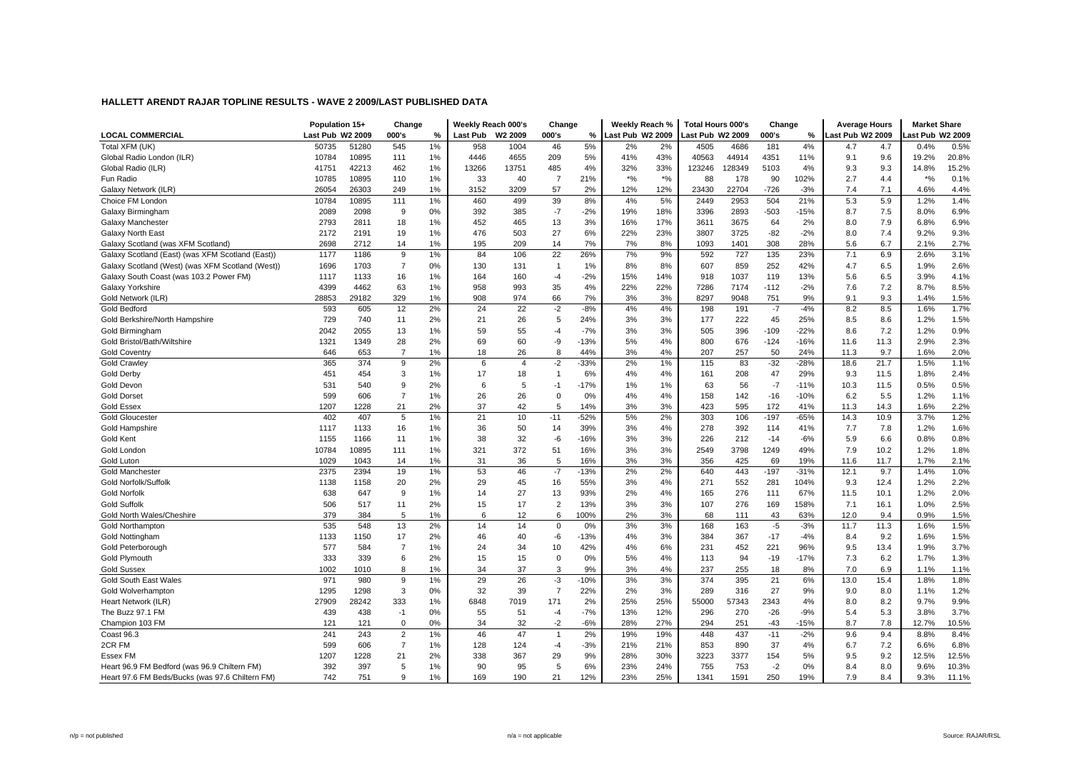## HALLETT ARENDT RAJAR TOPLINE RESULTS - WAVE 2 2009/LAST PUBLISHED DATA

| LOCAL COMMERCIAL | Population 15+ | | Change | | Weekly Reach 000's | | Change | | Weekly Reach % | | Total Hours 000's | | Change | | Average Hours | | Market Share | |
|---|---|---|---|---|---|---|---|---|---|---|---|---|---|---|---|---|---|---|
| | Last Pub | W2 2009 | 000's | % | Last Pub | W2 2009 | 000's | % | Last Pub | W2 2009 | Last Pub | W2 2009 | 000's | % | Last Pub | W2 2009 | Last Pub | W2 2009 |
| Total XFM (UK) | 50735 | 51280 | 545 | 1% | 958 | 1004 | 46 | 5% | 2% | 2% | 4505 | 4686 | 181 | 4% | 4.7 | 4.7 | 0.4% | 0.5% |
| Global Radio London (ILR) | 10784 | 10895 | 111 | 1% | 4446 | 4655 | 209 | 5% | 41% | 43% | 40563 | 44914 | 4351 | 11% | 9.1 | 9.6 | 19.2% | 20.8% |
| Global Radio (ILR) | 41751 | 42213 | 462 | 1% | 13266 | 13751 | 485 | 4% | 32% | 33% | 123246 | 128349 | 5103 | 4% | 9.3 | 9.3 | 14.8% | 15.2% |
| Fun Radio | 10785 | 10895 | 110 | 1% | 33 | 40 | 7 | 21% | *% | *% | 88 | 178 | 90 | 102% | 2.7 | 4.4 | *% | 0.1% |
| Galaxy Network (ILR) | 26054 | 26303 | 249 | 1% | 3152 | 3209 | 57 | 2% | 12% | 12% | 23430 | 22704 | -726 | -3% | 7.4 | 7.1 | 4.6% | 4.4% |
| Choice FM London | 10784 | 10895 | 111 | 1% | 460 | 499 | 39 | 8% | 4% | 5% | 2449 | 2953 | 504 | 21% | 5.3 | 5.9 | 1.2% | 1.4% |
| Galaxy Birmingham | 2089 | 2098 | 9 | 0% | 392 | 385 | -7 | -2% | 19% | 18% | 3396 | 2893 | -503 | -15% | 8.7 | 7.5 | 8.0% | 6.9% |
| Galaxy Manchester | 2793 | 2811 | 18 | 1% | 452 | 465 | 13 | 3% | 16% | 17% | 3611 | 3675 | 64 | 2% | 8.0 | 7.9 | 6.8% | 6.9% |
| Galaxy North East | 2172 | 2191 | 19 | 1% | 476 | 503 | 27 | 6% | 22% | 23% | 3807 | 3725 | -82 | -2% | 8.0 | 7.4 | 9.2% | 9.3% |
| Galaxy Scotland (was XFM Scotland) | 2698 | 2712 | 14 | 1% | 195 | 209 | 14 | 7% | 7% | 8% | 1093 | 1401 | 308 | 28% | 5.6 | 6.7 | 2.1% | 2.7% |
| Galaxy Scotland (East) (was XFM Scotland (East)) | 1177 | 1186 | 9 | 1% | 84 | 106 | 22 | 26% | 7% | 9% | 592 | 727 | 135 | 23% | 7.1 | 6.9 | 2.6% | 3.1% |
| Galaxy Scotland (West) (was XFM Scotland (West)) | 1696 | 1703 | 7 | 0% | 130 | 131 | 1 | 1% | 8% | 8% | 607 | 859 | 252 | 42% | 4.7 | 6.5 | 1.9% | 2.6% |
| Galaxy South Coast (was 103.2 Power FM) | 1117 | 1133 | 16 | 1% | 164 | 160 | -4 | -2% | 15% | 14% | 918 | 1037 | 119 | 13% | 5.6 | 6.5 | 3.9% | 4.1% |
| Galaxy Yorkshire | 4399 | 4462 | 63 | 1% | 958 | 993 | 35 | 4% | 22% | 22% | 7286 | 7174 | -112 | -2% | 7.6 | 7.2 | 8.7% | 8.5% |
| Gold Network (ILR) | 28853 | 29182 | 329 | 1% | 908 | 974 | 66 | 7% | 3% | 3% | 8297 | 9048 | 751 | 9% | 9.1 | 9.3 | 1.4% | 1.5% |
| Gold Bedford | 593 | 605 | 12 | 2% | 24 | 22 | -2 | -8% | 4% | 4% | 198 | 191 | -7 | -4% | 8.2 | 8.5 | 1.6% | 1.7% |
| Gold Berkshire/North Hampshire | 729 | 740 | 11 | 2% | 21 | 26 | 5 | 24% | 3% | 3% | 177 | 222 | 45 | 25% | 8.5 | 8.6 | 1.2% | 1.5% |
| Gold Birmingham | 2042 | 2055 | 13 | 1% | 59 | 55 | -4 | -7% | 3% | 3% | 505 | 396 | -109 | -22% | 8.6 | 7.2 | 1.2% | 0.9% |
| Gold Bristol/Bath/Wiltshire | 1321 | 1349 | 28 | 2% | 69 | 60 | -9 | -13% | 5% | 4% | 800 | 676 | -124 | -16% | 11.6 | 11.3 | 2.9% | 2.3% |
| Gold Coventry | 646 | 653 | 7 | 1% | 18 | 26 | 8 | 44% | 3% | 4% | 207 | 257 | 50 | 24% | 11.3 | 9.7 | 1.6% | 2.0% |
| Gold Crawley | 365 | 374 | 9 | 2% | 6 | 4 | -2 | -33% | 2% | 1% | 115 | 83 | -32 | -28% | 18.6 | 21.7 | 1.5% | 1.1% |
| Gold Derby | 451 | 454 | 3 | 1% | 17 | 18 | 1 | 6% | 4% | 4% | 161 | 208 | 47 | 29% | 9.3 | 11.5 | 1.8% | 2.4% |
| Gold Devon | 531 | 540 | 9 | 2% | 6 | 5 | -1 | -17% | 1% | 1% | 63 | 56 | -7 | -11% | 10.3 | 11.5 | 0.5% | 0.5% |
| Gold Dorset | 599 | 606 | 7 | 1% | 26 | 26 | 0 | 0% | 4% | 4% | 158 | 142 | -16 | -10% | 6.2 | 5.5 | 1.2% | 1.1% |
| Gold Essex | 1207 | 1228 | 21 | 2% | 37 | 42 | 5 | 14% | 3% | 3% | 423 | 595 | 172 | 41% | 11.3 | 14.3 | 1.6% | 2.2% |
| Gold Gloucester | 402 | 407 | 5 | 1% | 21 | 10 | -11 | -52% | 5% | 2% | 303 | 106 | -197 | -65% | 14.3 | 10.9 | 3.7% | 1.2% |
| Gold Hampshire | 1117 | 1133 | 16 | 1% | 36 | 50 | 14 | 39% | 3% | 4% | 278 | 392 | 114 | 41% | 7.7 | 7.8 | 1.2% | 1.6% |
| Gold Kent | 1155 | 1166 | 11 | 1% | 38 | 32 | -6 | -16% | 3% | 3% | 226 | 212 | -14 | -6% | 5.9 | 6.6 | 0.8% | 0.8% |
| Gold London | 10784 | 10895 | 111 | 1% | 321 | 372 | 51 | 16% | 3% | 3% | 2549 | 3798 | 1249 | 49% | 7.9 | 10.2 | 1.2% | 1.8% |
| Gold Luton | 1029 | 1043 | 14 | 1% | 31 | 36 | 5 | 16% | 3% | 3% | 356 | 425 | 69 | 19% | 11.6 | 11.7 | 1.7% | 2.1% |
| Gold Manchester | 2375 | 2394 | 19 | 1% | 53 | 46 | -7 | -13% | 2% | 2% | 640 | 443 | -197 | -31% | 12.1 | 9.7 | 1.4% | 1.0% |
| Gold Norfolk/Suffolk | 1138 | 1158 | 20 | 2% | 29 | 45 | 16 | 55% | 3% | 4% | 271 | 552 | 281 | 104% | 9.3 | 12.4 | 1.2% | 2.2% |
| Gold Norfolk | 638 | 647 | 9 | 1% | 14 | 27 | 13 | 93% | 2% | 4% | 165 | 276 | 111 | 67% | 11.5 | 10.1 | 1.2% | 2.0% |
| Gold Suffolk | 506 | 517 | 11 | 2% | 15 | 17 | 2 | 13% | 3% | 3% | 107 | 276 | 169 | 158% | 7.1 | 16.1 | 1.0% | 2.5% |
| Gold North Wales/Cheshire | 379 | 384 | 5 | 1% | 6 | 12 | 6 | 100% | 2% | 3% | 68 | 111 | 43 | 63% | 12.0 | 9.4 | 0.9% | 1.5% |
| Gold Northampton | 535 | 548 | 13 | 2% | 14 | 14 | 0 | 0% | 3% | 3% | 168 | 163 | -5 | -3% | 11.7 | 11.3 | 1.6% | 1.5% |
| Gold Nottingham | 1133 | 1150 | 17 | 2% | 46 | 40 | -6 | -13% | 4% | 3% | 384 | 367 | -17 | -4% | 8.4 | 9.2 | 1.6% | 1.5% |
| Gold Peterborough | 577 | 584 | 7 | 1% | 24 | 34 | 10 | 42% | 4% | 6% | 231 | 452 | 221 | 96% | 9.5 | 13.4 | 1.9% | 3.7% |
| Gold Plymouth | 333 | 339 | 6 | 2% | 15 | 15 | 0 | 0% | 5% | 4% | 113 | 94 | -19 | -17% | 7.3 | 6.2 | 1.7% | 1.3% |
| Gold Sussex | 1002 | 1010 | 8 | 1% | 34 | 37 | 3 | 9% | 3% | 4% | 237 | 255 | 18 | 8% | 7.0 | 6.9 | 1.1% | 1.1% |
| Gold South East Wales | 971 | 980 | 9 | 1% | 29 | 26 | -3 | -10% | 3% | 3% | 374 | 395 | 21 | 6% | 13.0 | 15.4 | 1.8% | 1.8% |
| Gold Wolverhampton | 1295 | 1298 | 3 | 0% | 32 | 39 | 7 | 22% | 2% | 3% | 289 | 316 | 27 | 9% | 9.0 | 8.0 | 1.1% | 1.2% |
| Heart Network (ILR) | 27909 | 28242 | 333 | 1% | 6848 | 7019 | 171 | 2% | 25% | 25% | 55000 | 57343 | 2343 | 4% | 8.0 | 8.2 | 9.7% | 9.9% |
| The Buzz 97.1 FM | 439 | 438 | -1 | 0% | 55 | 51 | -4 | -7% | 13% | 12% | 296 | 270 | -26 | -9% | 5.4 | 5.3 | 3.8% | 3.7% |
| Champion 103 FM | 121 | 121 | 0 | 0% | 34 | 32 | -2 | -6% | 28% | 27% | 294 | 251 | -43 | -15% | 8.7 | 7.8 | 12.7% | 10.5% |
| Coast 96.3 | 241 | 243 | 2 | 1% | 46 | 47 | 1 | 2% | 19% | 19% | 448 | 437 | -11 | -2% | 9.6 | 9.4 | 8.8% | 8.4% |
| 2CR FM | 599 | 606 | 7 | 1% | 128 | 124 | -4 | -3% | 21% | 21% | 853 | 890 | 37 | 4% | 6.7 | 7.2 | 6.6% | 6.8% |
| Essex FM | 1207 | 1228 | 21 | 2% | 338 | 367 | 29 | 9% | 28% | 30% | 3223 | 3377 | 154 | 5% | 9.5 | 9.2 | 12.5% | 12.5% |
| Heart 96.9 FM Bedford (was 96.9 Chiltern FM) | 392 | 397 | 5 | 1% | 90 | 95 | 5 | 6% | 23% | 24% | 755 | 753 | -2 | 0% | 8.4 | 8.0 | 9.6% | 10.3% |
| Heart 97.6 FM Beds/Bucks (was 97.6 Chiltern FM) | 742 | 751 | 9 | 1% | 169 | 190 | 21 | 12% | 23% | 25% | 1341 | 1591 | 250 | 19% | 7.9 | 8.4 | 9.3% | 11.1% |

n/p = not published n/a = not applicable Source: RAJAR/RSL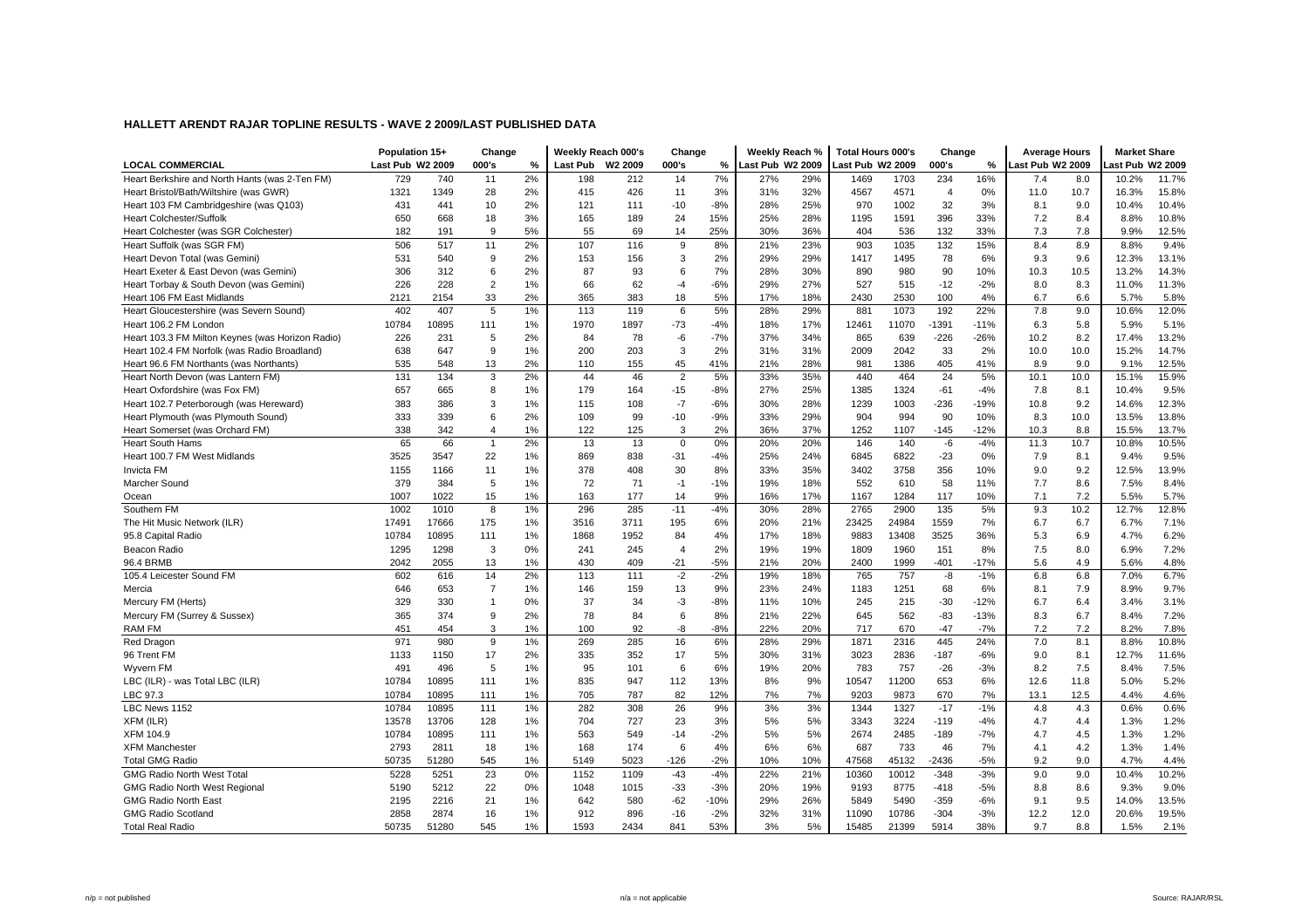# HALLETT ARENDT RAJAR TOPLINE RESULTS - WAVE 2 2009/LAST PUBLISHED DATA

| | Population 15+ | | Change | | Weekly Reach 000's | | Change | | Weekly Reach % | | Total Hours 000's | | Change | | Average Hours | | Market Share | |
|---|---|---|---|---|---|---|---|---|---|---|---|---|---|---|---|---|---|---|
| **LOCAL COMMERCIAL** | Last Pub | W2 2009 | 000's | % | Last Pub | W2 2009 | 000's | % | Last Pub | W2 2009 | Last Pub | W2 2009 | 000's | % | Last Pub | W2 2009 | Last Pub | W2 2009 |
| Heart Berkshire and North Hants (was 2-Ten FM) | 729 | 740 | 11 | 2% | 198 | 212 | 14 | 7% | 27% | 29% | 1469 | 1703 | 234 | 16% | 7.4 | 8.0 | 10.2% | 11.7% |
| Heart Bristol/Bath/Wiltshire (was GWR) | 1321 | 1349 | 28 | 2% | 415 | 426 | 11 | 3% | 31% | 32% | 4567 | 4571 | 4 | 0% | 11.0 | 10.7 | 16.3% | 15.8% |
| Heart 103 FM Cambridgeshire (was Q103) | 431 | 441 | 10 | 2% | 121 | 111 | -10 | -8% | 28% | 25% | 970 | 1002 | 32 | 3% | 8.1 | 9.0 | 10.4% | 10.4% |
| Heart Colchester/Suffolk | 650 | 668 | 18 | 3% | 165 | 189 | 24 | 15% | 25% | 28% | 1195 | 1591 | 396 | 33% | 7.2 | 8.4 | 8.8% | 10.8% |
| Heart Colchester (was SGR Colchester) | 182 | 191 | 9 | 5% | 55 | 69 | 14 | 25% | 30% | 36% | 404 | 536 | 132 | 33% | 7.3 | 7.8 | 9.9% | 12.5% |
| Heart Suffolk (was SGR FM) | 506 | 517 | 11 | 2% | 107 | 116 | 9 | 8% | 21% | 23% | 903 | 1035 | 132 | 15% | 8.4 | 8.9 | 8.8% | 9.4% |
| Heart Devon Total (was Gemini) | 531 | 540 | 9 | 2% | 153 | 156 | 3 | 2% | 29% | 29% | 1417 | 1495 | 78 | 6% | 9.3 | 9.6 | 12.3% | 13.1% |
| Heart Exeter & East Devon (was Gemini) | 306 | 312 | 6 | 2% | 87 | 93 | 6 | 7% | 28% | 30% | 890 | 980 | 90 | 10% | 10.3 | 10.5 | 13.2% | 14.3% |
| Heart Torbay & South Devon (was Gemini) | 226 | 228 | 2 | 1% | 66 | 62 | -4 | -6% | 29% | 27% | 527 | 515 | -12 | -2% | 8.0 | 8.3 | 11.0% | 11.3% |
| Heart 106 FM East Midlands | 2121 | 2154 | 33 | 2% | 365 | 383 | 18 | 5% | 17% | 18% | 2430 | 2530 | 100 | 4% | 6.7 | 6.6 | 5.7% | 5.8% |
| Heart Gloucestershire (was Severn Sound) | 402 | 407 | 5 | 1% | 113 | 119 | 6 | 5% | 28% | 29% | 881 | 1073 | 192 | 22% | 7.8 | 9.0 | 10.6% | 12.0% |
| Heart 106.2 FM London | 10784 | 10895 | 111 | 1% | 1970 | 1897 | -73 | -4% | 18% | 17% | 12461 | 11070 | -1391 | -11% | 6.3 | 5.8 | 5.9% | 5.1% |
| Heart 103.3 FM Milton Keynes (was Horizon Radio) | 226 | 231 | 5 | 2% | 84 | 78 | -6 | -7% | 37% | 34% | 865 | 639 | -226 | -26% | 10.2 | 8.2 | 17.4% | 13.2% |
| Heart 102.4 FM Norfolk (was Radio Broadland) | 638 | 647 | 9 | 1% | 200 | 203 | 3 | 2% | 31% | 31% | 2009 | 2042 | 33 | 2% | 10.0 | 10.0 | 15.2% | 14.7% |
| Heart 96.6 FM Northants (was Northants) | 535 | 548 | 13 | 2% | 110 | 155 | 45 | 41% | 21% | 28% | 981 | 1386 | 405 | 41% | 8.9 | 9.0 | 9.1% | 12.5% |
| Heart North Devon (was Lantern FM) | 131 | 134 | 3 | 2% | 44 | 46 | 2 | 5% | 33% | 35% | 440 | 464 | 24 | 5% | 10.1 | 10.0 | 15.1% | 15.9% |
| Heart Oxfordshire (was Fox FM) | 657 | 665 | 8 | 1% | 179 | 164 | -15 | -8% | 27% | 25% | 1385 | 1324 | -61 | -4% | 7.8 | 8.1 | 10.4% | 9.5% |
| Heart 102.7 Peterborough (was Hereward) | 383 | 386 | 3 | 1% | 115 | 108 | -7 | -6% | 30% | 28% | 1239 | 1003 | -236 | -19% | 10.8 | 9.2 | 14.6% | 12.3% |
| Heart Plymouth (was Plymouth Sound) | 333 | 339 | 6 | 2% | 109 | 99 | -10 | -9% | 33% | 29% | 904 | 994 | 90 | 10% | 8.3 | 10.0 | 13.5% | 13.8% |
| Heart Somerset (was Orchard FM) | 338 | 342 | 4 | 1% | 122 | 125 | 3 | 2% | 36% | 37% | 1252 | 1107 | -145 | -12% | 10.3 | 8.8 | 15.5% | 13.7% |
| Heart South Hams | 65 | 66 | 1 | 2% | 13 | 13 | 0 | 0% | 20% | 20% | 146 | 140 | -6 | -4% | 11.3 | 10.7 | 10.8% | 10.5% |
| Heart 100.7 FM West Midlands | 3525 | 3547 | 22 | 1% | 869 | 838 | -31 | -4% | 25% | 24% | 6845 | 6822 | -23 | 0% | 7.9 | 8.1 | 9.4% | 9.5% |
| Invicta FM | 1155 | 1166 | 11 | 1% | 378 | 408 | 30 | 8% | 33% | 35% | 3402 | 3758 | 356 | 10% | 9.0 | 9.2 | 12.5% | 13.9% |
| Marcher Sound | 379 | 384 | 5 | 1% | 72 | 71 | -1 | -1% | 19% | 18% | 552 | 610 | 58 | 11% | 7.7 | 8.6 | 7.5% | 8.4% |
| Ocean | 1007 | 1022 | 15 | 1% | 163 | 177 | 14 | 9% | 16% | 17% | 1167 | 1284 | 117 | 10% | 7.1 | 7.2 | 5.5% | 5.7% |
| Southern FM | 1002 | 1010 | 8 | 1% | 296 | 285 | -11 | -4% | 30% | 28% | 2765 | 2900 | 135 | 5% | 9.3 | 10.2 | 12.7% | 12.8% |
| The Hit Music Network (ILR) | 17491 | 17666 | 175 | 1% | 3516 | 3711 | 195 | 6% | 20% | 21% | 23425 | 24984 | 1559 | 7% | 6.7 | 6.7 | 6.7% | 7.1% |
| 95.8 Capital Radio | 10784 | 10895 | 111 | 1% | 1868 | 1952 | 84 | 4% | 17% | 18% | 9883 | 13408 | 3525 | 36% | 5.3 | 6.9 | 4.7% | 6.2% |
| Beacon Radio | 1295 | 1298 | 3 | 0% | 241 | 245 | 4 | 2% | 19% | 19% | 1809 | 1960 | 151 | 8% | 7.5 | 8.0 | 6.9% | 7.2% |
| 96.4 BRMB | 2042 | 2055 | 13 | 1% | 430 | 409 | -21 | -5% | 21% | 20% | 2400 | 1999 | -401 | -17% | 5.6 | 4.9 | 5.6% | 4.8% |
| 105.4 Leicester Sound FM | 602 | 616 | 14 | 2% | 113 | 111 | -2 | -2% | 19% | 18% | 765 | 757 | -8 | -1% | 6.8 | 6.8 | 7.0% | 6.7% |
| Mercia | 646 | 653 | 7 | 1% | 146 | 159 | 13 | 9% | 23% | 24% | 1183 | 1251 | 68 | 6% | 8.1 | 7.9 | 8.9% | 9.7% |
| Mercury FM (Herts) | 329 | 330 | 1 | 0% | 37 | 34 | -3 | -8% | 11% | 10% | 245 | 215 | -30 | -12% | 6.7 | 6.4 | 3.4% | 3.1% |
| Mercury FM (Surrey & Sussex) | 365 | 374 | 9 | 2% | 78 | 84 | 6 | 8% | 21% | 22% | 645 | 562 | -83 | -13% | 8.3 | 6.7 | 8.4% | 7.2% |
| RAM FM | 451 | 454 | 3 | 1% | 100 | 92 | -8 | -8% | 22% | 20% | 717 | 670 | -47 | -7% | 7.2 | 7.2 | 8.2% | 7.8% |
| Red Dragon | 971 | 980 | 9 | 1% | 269 | 285 | 16 | 6% | 28% | 29% | 1871 | 2316 | 445 | 24% | 7.0 | 8.1 | 8.8% | 10.8% |
| 96 Trent FM | 1133 | 1150 | 17 | 2% | 335 | 352 | 17 | 5% | 30% | 31% | 3023 | 2836 | -187 | -6% | 9.0 | 8.1 | 12.7% | 11.6% |
| Wyvern FM | 491 | 496 | 5 | 1% | 95 | 101 | 6 | 6% | 19% | 20% | 783 | 757 | -26 | -3% | 8.2 | 7.5 | 8.4% | 7.5% |
| LBC (ILR) - was Total LBC (ILR) | 10784 | 10895 | 111 | 1% | 835 | 947 | 112 | 13% | 8% | 9% | 10547 | 11200 | 653 | 6% | 12.6 | 11.8 | 5.0% | 5.2% |
| LBC 97.3 | 10784 | 10895 | 111 | 1% | 705 | 787 | 82 | 12% | 7% | 7% | 9203 | 9873 | 670 | 7% | 13.1 | 12.5 | 4.4% | 4.6% |
| LBC News 1152 | 10784 | 10895 | 111 | 1% | 282 | 308 | 26 | 9% | 3% | 3% | 1344 | 1327 | -17 | -1% | 4.8 | 4.3 | 0.6% | 0.6% |
| XFM (ILR) | 13578 | 13706 | 128 | 1% | 704 | 727 | 23 | 3% | 5% | 5% | 3343 | 3224 | -119 | -4% | 4.7 | 4.4 | 1.3% | 1.2% |
| XFM 104.9 | 10784 | 10895 | 111 | 1% | 563 | 549 | -14 | -2% | 5% | 5% | 2674 | 2485 | -189 | -7% | 4.7 | 4.5 | 1.3% | 1.2% |
| XFM Manchester | 2793 | 2811 | 18 | 1% | 168 | 174 | 6 | 4% | 6% | 6% | 687 | 733 | 46 | 7% | 4.1 | 4.2 | 1.3% | 1.4% |
| Total GMG Radio | 50735 | 51280 | 545 | 1% | 5149 | 5023 | -126 | -2% | 10% | 10% | 47568 | 45132 | -2436 | -5% | 9.2 | 9.0 | 4.7% | 4.4% |
| GMG Radio North West Total | 5228 | 5251 | 23 | 0% | 1152 | 1109 | -43 | -4% | 22% | 21% | 10360 | 10012 | -348 | -3% | 9.0 | 9.0 | 10.4% | 10.2% |
| GMG Radio North West Regional | 5190 | 5212 | 22 | 0% | 1048 | 1015 | -33 | -3% | 20% | 19% | 9193 | 8775 | -418 | -5% | 8.8 | 8.6 | 9.3% | 9.0% |
| GMG Radio North East | 2195 | 2216 | 21 | 1% | 642 | 580 | -62 | -10% | 29% | 26% | 5849 | 5490 | -359 | -6% | 9.1 | 9.5 | 14.0% | 13.5% |
| GMG Radio Scotland | 2858 | 2874 | 16 | 1% | 912 | 896 | -16 | -2% | 32% | 31% | 11090 | 10786 | -304 | -3% | 12.2 | 12.0 | 20.6% | 19.5% |
| Total Real Radio | 50735 | 51280 | 545 | 1% | 1593 | 2434 | 841 | 53% | 3% | 5% | 15485 | 21399 | 5914 | 38% | 9.7 | 8.8 | 1.5% | 2.1% |

n/p = not published  n/a = not applicable  Source: RAJAR/RSL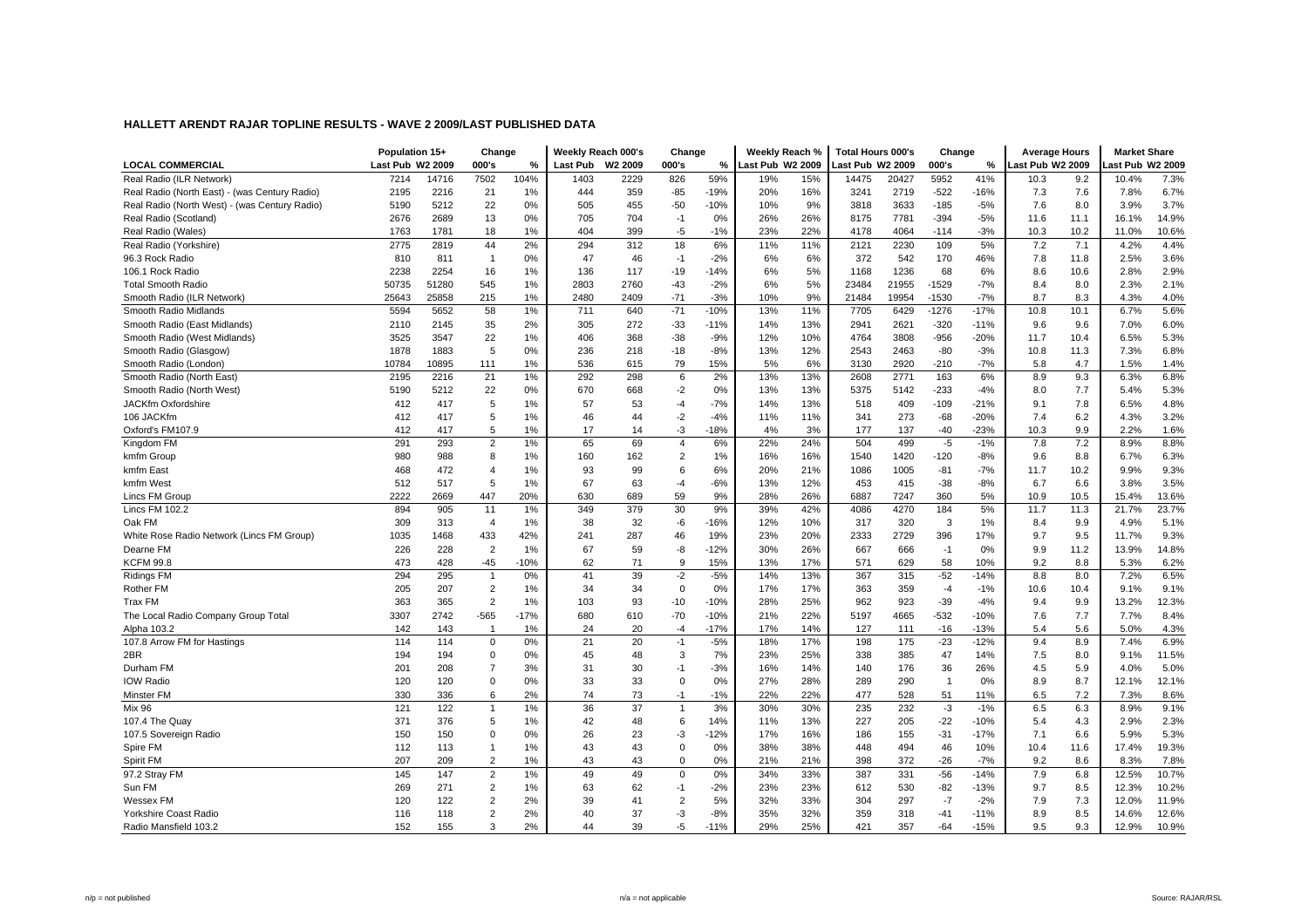## HALLETT ARENDT RAJAR TOPLINE RESULTS - WAVE 2 2009/LAST PUBLISHED DATA

| LOCAL COMMERCIAL | Population 15+ | | Change | | Weekly Reach 000's | | Change | | Weekly Reach % | | Total Hours 000's | | Change | | Average Hours | | Market Share | |
|---|---|---|---|---|---|---|---|---|---|---|---|---|---|---|---|---|---|---|
| | Last Pub | W2 2009 | 000's | % | Last Pub | W2 2009 | 000's | % | Last Pub | W2 2009 | Last Pub | W2 2009 | 000's | % | Last Pub | W2 2009 | Last Pub | W2 2009 |
| Real Radio (ILR Network) | 7214 | 14716 | 7502 | 104% | 1403 | 2229 | 826 | 59% | 19% | 15% | 14475 | 20427 | 5952 | 41% | 10.3 | 9.2 | 10.4% | 7.3% |
| Real Radio (North East) - (was Century Radio) | 2195 | 2216 | 21 | 1% | 444 | 359 | -85 | -19% | 20% | 16% | 3241 | 2719 | -522 | -16% | 7.3 | 7.6 | 7.8% | 6.7% |
| Real Radio (North West) - (was Century Radio) | 5190 | 5212 | 22 | 0% | 505 | 455 | -50 | -10% | 10% | 9% | 3818 | 3633 | -185 | -5% | 7.6 | 8.0 | 3.9% | 3.7% |
| Real Radio (Scotland) | 2676 | 2689 | 13 | 0% | 705 | 704 | -1 | 0% | 26% | 26% | 8175 | 7781 | -394 | -5% | 11.6 | 11.1 | 16.1% | 14.9% |
| Real Radio (Wales) | 1763 | 1781 | 18 | 1% | 404 | 399 | -5 | -1% | 23% | 22% | 4178 | 4064 | -114 | -3% | 10.3 | 10.2 | 11.0% | 10.6% |
| Real Radio (Yorkshire) | 2775 | 2819 | 44 | 2% | 294 | 312 | 18 | 6% | 11% | 11% | 2121 | 2230 | 109 | 5% | 7.2 | 7.1 | 4.2% | 4.4% |
| 96.3 Rock Radio | 810 | 811 | 1 | 0% | 47 | 46 | -1 | -2% | 6% | 6% | 372 | 542 | 170 | 46% | 7.8 | 11.8 | 2.5% | 3.6% |
| 106.1 Rock Radio | 2238 | 2254 | 16 | 1% | 136 | 117 | -19 | -14% | 6% | 5% | 1168 | 1236 | 68 | 6% | 8.6 | 10.6 | 2.8% | 2.9% |
| Total Smooth Radio | 50735 | 51280 | 545 | 1% | 2803 | 2760 | -43 | -2% | 6% | 5% | 23484 | 21955 | -1529 | -7% | 8.4 | 8.0 | 2.3% | 2.1% |
| Smooth Radio (ILR Network) | 25643 | 25858 | 215 | 1% | 2480 | 2409 | -71 | -3% | 10% | 9% | 21484 | 19954 | -1530 | -7% | 8.7 | 8.3 | 4.3% | 4.0% |
| Smooth Radio Midlands | 5594 | 5652 | 58 | 1% | 711 | 640 | -71 | -10% | 13% | 11% | 7705 | 6429 | -1276 | -17% | 10.8 | 10.1 | 6.7% | 5.6% |
| Smooth Radio (East Midlands) | 2110 | 2145 | 35 | 2% | 305 | 272 | -33 | -11% | 14% | 13% | 2941 | 2621 | -320 | -11% | 9.6 | 9.6 | 7.0% | 6.0% |
| Smooth Radio (West Midlands) | 3525 | 3547 | 22 | 1% | 406 | 368 | -38 | -9% | 12% | 10% | 4764 | 3808 | -956 | -20% | 11.7 | 10.4 | 6.5% | 5.3% |
| Smooth Radio (Glasgow) | 1878 | 1883 | 5 | 0% | 236 | 218 | -18 | -8% | 13% | 12% | 2543 | 2463 | -80 | -3% | 10.8 | 11.3 | 7.3% | 6.8% |
| Smooth Radio (London) | 10784 | 10895 | 111 | 1% | 536 | 615 | 79 | 15% | 5% | 6% | 3130 | 2920 | -210 | -7% | 5.8 | 4.7 | 1.5% | 1.4% |
| Smooth Radio (North East) | 2195 | 2216 | 21 | 1% | 292 | 298 | 6 | 2% | 13% | 13% | 2608 | 2771 | 163 | 6% | 8.9 | 9.3 | 6.3% | 6.8% |
| Smooth Radio (North West) | 5190 | 5212 | 22 | 0% | 670 | 668 | -2 | 0% | 13% | 13% | 5375 | 5142 | -233 | -4% | 8.0 | 7.7 | 5.4% | 5.3% |
| JACKfm Oxfordshire | 412 | 417 | 5 | 1% | 57 | 53 | -4 | -7% | 14% | 13% | 518 | 409 | -109 | -21% | 9.1 | 7.8 | 6.5% | 4.8% |
| 106 JACKfm | 412 | 417 | 5 | 1% | 46 | 44 | -2 | -4% | 11% | 11% | 341 | 273 | -68 | -20% | 7.4 | 6.2 | 4.3% | 3.2% |
| Oxford's FM107.9 | 412 | 417 | 5 | 1% | 17 | 14 | -3 | -18% | 4% | 3% | 177 | 137 | -40 | -23% | 10.3 | 9.9 | 2.2% | 1.6% |
| Kingdom FM | 291 | 293 | 2 | 1% | 65 | 69 | 4 | 6% | 22% | 24% | 504 | 499 | -5 | -1% | 7.8 | 7.2 | 8.9% | 8.8% |
| kmfm Group | 980 | 988 | 8 | 1% | 160 | 162 | 2 | 1% | 16% | 16% | 1540 | 1420 | -120 | -8% | 9.6 | 8.8 | 6.7% | 6.3% |
| kmfm East | 468 | 472 | 4 | 1% | 93 | 99 | 6 | 6% | 20% | 21% | 1086 | 1005 | -81 | -7% | 11.7 | 10.2 | 9.9% | 9.3% |
| kmfm West | 512 | 517 | 5 | 1% | 67 | 63 | -4 | -6% | 13% | 12% | 453 | 415 | -38 | -8% | 6.7 | 6.6 | 3.8% | 3.5% |
| Lincs FM Group | 2222 | 2669 | 447 | 20% | 630 | 689 | 59 | 9% | 28% | 26% | 6887 | 7247 | 360 | 5% | 10.9 | 10.5 | 15.4% | 13.6% |
| Lincs FM 102.2 | 894 | 905 | 11 | 1% | 349 | 379 | 30 | 9% | 39% | 42% | 4086 | 4270 | 184 | 5% | 11.7 | 11.3 | 21.7% | 23.7% |
| Oak FM | 309 | 313 | 4 | 1% | 38 | 32 | -6 | -16% | 12% | 10% | 317 | 320 | 3 | 1% | 8.4 | 9.9 | 4.9% | 5.1% |
| White Rose Radio Network (Lincs FM Group) | 1035 | 1468 | 433 | 42% | 241 | 287 | 46 | 19% | 23% | 20% | 2333 | 2729 | 396 | 17% | 9.7 | 9.5 | 11.7% | 9.3% |
| Dearne FM | 226 | 228 | 2 | 1% | 67 | 59 | -8 | -12% | 30% | 26% | 667 | 666 | -1 | 0% | 9.9 | 11.2 | 13.9% | 14.8% |
| KCFM 99.8 | 473 | 428 | -45 | -10% | 62 | 71 | 9 | 15% | 13% | 17% | 571 | 629 | 58 | 10% | 9.2 | 8.8 | 5.3% | 6.2% |
| Ridings FM | 294 | 295 | 1 | 0% | 41 | 39 | -2 | -5% | 14% | 13% | 367 | 315 | -52 | -14% | 8.8 | 8.0 | 7.2% | 6.5% |
| Rother FM | 205 | 207 | 2 | 1% | 34 | 34 | 0 | 0% | 17% | 17% | 363 | 359 | -4 | -1% | 10.6 | 10.4 | 9.1% | 9.1% |
| Trax FM | 363 | 365 | 2 | 1% | 103 | 93 | -10 | -10% | 28% | 25% | 962 | 923 | -39 | -4% | 9.4 | 9.9 | 13.2% | 12.3% |
| The Local Radio Company Group Total | 3307 | 2742 | -565 | -17% | 680 | 610 | -70 | -10% | 21% | 22% | 5197 | 4665 | -532 | -10% | 7.6 | 7.7 | 7.7% | 8.4% |
| Alpha 103.2 | 142 | 143 | 1 | 1% | 24 | 20 | -4 | -17% | 17% | 14% | 127 | 111 | -16 | -13% | 5.4 | 5.6 | 5.0% | 4.3% |
| 107.8 Arrow FM for Hastings | 114 | 114 | 0 | 0% | 21 | 20 | -1 | -5% | 18% | 17% | 198 | 175 | -23 | -12% | 9.4 | 8.9 | 7.4% | 6.9% |
| 2BR | 194 | 194 | 0 | 0% | 45 | 48 | 3 | 7% | 23% | 25% | 338 | 385 | 47 | 14% | 7.5 | 8.0 | 9.1% | 11.5% |
| Durham FM | 201 | 208 | 7 | 3% | 31 | 30 | -1 | -3% | 16% | 14% | 140 | 176 | 36 | 26% | 4.5 | 5.9 | 4.0% | 5.0% |
| IOW Radio | 120 | 120 | 0 | 0% | 33 | 33 | 0 | 0% | 27% | 28% | 289 | 290 | 1 | 0% | 8.9 | 8.7 | 12.1% | 12.1% |
| Minster FM | 330 | 336 | 6 | 2% | 74 | 73 | -1 | -1% | 22% | 22% | 477 | 528 | 51 | 11% | 6.5 | 7.2 | 7.3% | 8.6% |
| Mix 96 | 121 | 122 | 1 | 1% | 36 | 37 | 1 | 3% | 30% | 30% | 235 | 232 | -3 | -1% | 6.5 | 6.3 | 8.9% | 9.1% |
| 107.4 The Quay | 371 | 376 | 5 | 1% | 42 | 48 | 6 | 14% | 11% | 13% | 227 | 205 | -22 | -10% | 5.4 | 4.3 | 2.9% | 2.3% |
| 107.5 Sovereign Radio | 150 | 150 | 0 | 0% | 26 | 23 | -3 | -12% | 17% | 16% | 186 | 155 | -31 | -17% | 7.1 | 6.6 | 5.9% | 5.3% |
| Spire FM | 112 | 113 | 1 | 1% | 43 | 43 | 0 | 0% | 38% | 38% | 448 | 494 | 46 | 10% | 10.4 | 11.6 | 17.4% | 19.3% |
| Spirit FM | 207 | 209 | 2 | 1% | 43 | 43 | 0 | 0% | 21% | 21% | 398 | 372 | -26 | -7% | 9.2 | 8.6 | 8.3% | 7.8% |
| 97.2 Stray FM | 145 | 147 | 2 | 1% | 49 | 49 | 0 | 0% | 34% | 33% | 387 | 331 | -56 | -14% | 7.9 | 6.8 | 12.5% | 10.7% |
| Sun FM | 269 | 271 | 2 | 1% | 63 | 62 | -1 | -2% | 23% | 23% | 612 | 530 | -82 | -13% | 9.7 | 8.5 | 12.3% | 10.2% |
| Wessex FM | 120 | 122 | 2 | 2% | 39 | 41 | 2 | 5% | 32% | 33% | 304 | 297 | -7 | -2% | 7.9 | 7.3 | 12.0% | 11.9% |
| Yorkshire Coast Radio | 116 | 118 | 2 | 2% | 40 | 37 | -3 | -8% | 35% | 32% | 359 | 318 | -41 | -11% | 8.9 | 8.5 | 14.6% | 12.6% |
| Radio Mansfield 103.2 | 152 | 155 | 3 | 2% | 44 | 39 | -5 | -11% | 29% | 25% | 421 | 357 | -64 | -15% | 9.5 | 9.3 | 12.9% | 10.9% |

n/p = not published n/a = not applicable Source: RAJAR/RSL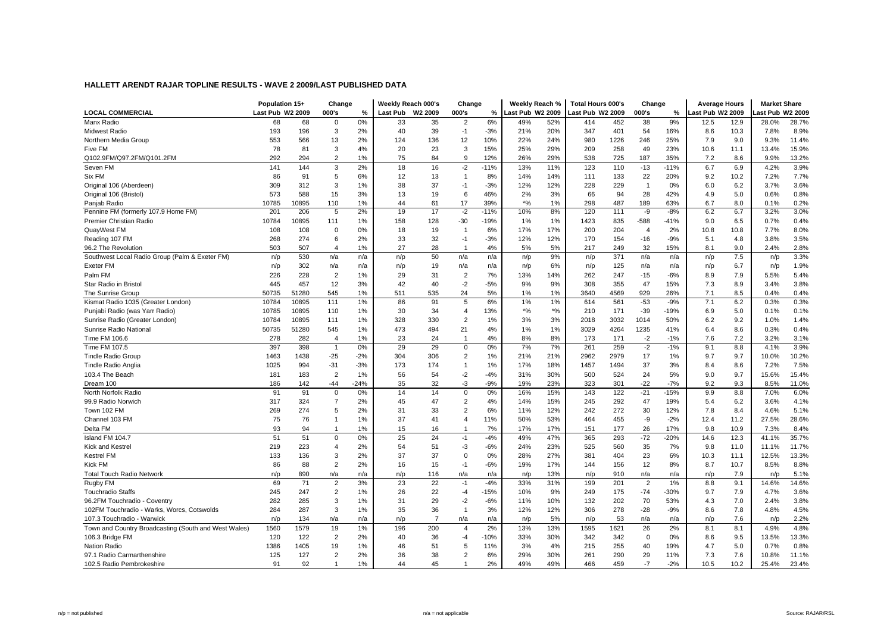## HALLETT ARENDT RAJAR TOPLINE RESULTS - WAVE 2 2009/LAST PUBLISHED DATA

| LOCAL COMMERCIAL | Population 15+ | | Change | | Weekly Reach 000's | | Change | | Weekly Reach % | | Total Hours 000's | | Change | | Average Hours | | Market Share | |
|---|---|---|---|---|---|---|---|---|---|---|---|---|---|---|---|---|---|---|
| | Last Pub | W2 2009 | 000's | % | Last Pub | W2 2009 | 000's | % | Last Pub | W2 2009 | Last Pub | W2 2009 | 000's | % | Last Pub | W2 2009 | Last Pub | W2 2009 |
| Manx Radio | 68 | 68 | 0 | 0% | 33 | 35 | 2 | 6% | 49% | 52% | 414 | 452 | 38 | 9% | 12.5 | 12.9 | 28.0% | 28.7% |
| Midwest Radio | 193 | 196 | 3 | 2% | 40 | 39 | -1 | -3% | 21% | 20% | 347 | 401 | 54 | 16% | 8.6 | 10.3 | 7.8% | 8.9% |
| Northern Media Group | 553 | 566 | 13 | 2% | 124 | 136 | 12 | 10% | 22% | 24% | 980 | 1226 | 246 | 25% | 7.9 | 9.0 | 9.3% | 11.4% |
| Five FM | 78 | 81 | 3 | 4% | 20 | 23 | 3 | 15% | 25% | 29% | 209 | 258 | 49 | 23% | 10.6 | 11.1 | 13.4% | 15.9% |
| Q102.9FM/Q97.2FM/Q101.2FM | 292 | 294 | 2 | 1% | 75 | 84 | 9 | 12% | 26% | 29% | 538 | 725 | 187 | 35% | 7.2 | 8.6 | 9.9% | 13.2% |
| Seven FM | 141 | 144 | 3 | 2% | 18 | 16 | -2 | -11% | 13% | 11% | 123 | 110 | -13 | -11% | 6.7 | 6.9 | 4.2% | 3.9% |
| Six FM | 86 | 91 | 5 | 6% | 12 | 13 | 1 | 8% | 14% | 14% | 111 | 133 | 22 | 20% | 9.2 | 10.2 | 7.2% | 7.7% |
| Original 106 (Aberdeen) | 309 | 312 | 3 | 1% | 38 | 37 | -1 | -3% | 12% | 12% | 228 | 229 | 1 | 0% | 6.0 | 6.2 | 3.7% | 3.6% |
| Original 106 (Bristol) | 573 | 588 | 15 | 3% | 13 | 19 | 6 | 46% | 2% | 3% | 66 | 94 | 28 | 42% | 4.9 | 5.0 | 0.6% | 0.8% |
| Panjab Radio | 10785 | 10895 | 110 | 1% | 44 | 61 | 17 | 39% | *% | 1% | 298 | 487 | 189 | 63% | 6.7 | 8.0 | 0.1% | 0.2% |
| Pennine FM (formerly 107.9 Home FM) | 201 | 206 | 5 | 2% | 19 | 17 | -2 | -11% | 10% | 8% | 120 | 111 | -9 | -8% | 6.2 | 6.7 | 3.2% | 3.0% |
| Premier Christian Radio | 10784 | 10895 | 111 | 1% | 158 | 128 | -30 | -19% | 1% | 1% | 1423 | 835 | -588 | -41% | 9.0 | 6.5 | 0.7% | 0.4% |
| QuayWest FM | 108 | 108 | 0 | 0% | 18 | 19 | 1 | 6% | 17% | 17% | 200 | 204 | 4 | 2% | 10.8 | 10.8 | 7.7% | 8.0% |
| Reading 107 FM | 268 | 274 | 6 | 2% | 33 | 32 | -1 | -3% | 12% | 12% | 170 | 154 | -16 | -9% | 5.1 | 4.8 | 3.8% | 3.5% |
| 96.2 The Revolution | 503 | 507 | 4 | 1% | 27 | 28 | 1 | 4% | 5% | 5% | 217 | 249 | 32 | 15% | 8.1 | 9.0 | 2.4% | 2.8% |
| Southwest Local Radio Group (Palm & Exeter FM) | n/p | 530 | n/a | n/a | n/p | 50 | n/a | n/a | n/p | 9% | n/p | 371 | n/a | n/a | n/p | 7.5 | n/p | 3.3% |
| Exeter FM | n/p | 302 | n/a | n/a | n/p | 19 | n/a | n/a | n/p | 6% | n/p | 125 | n/a | n/a | n/p | 6.7 | n/p | 1.9% |
| Palm FM | 226 | 228 | 2 | 1% | 29 | 31 | 2 | 7% | 13% | 14% | 262 | 247 | -15 | -6% | 8.9 | 7.9 | 5.5% | 5.4% |
| Star Radio in Bristol | 445 | 457 | 12 | 3% | 42 | 40 | -2 | -5% | 9% | 9% | 308 | 355 | 47 | 15% | 7.3 | 8.9 | 3.4% | 3.8% |
| The Sunrise Group | 50735 | 51280 | 545 | 1% | 511 | 535 | 24 | 5% | 1% | 1% | 3640 | 4569 | 929 | 26% | 7.1 | 8.5 | 0.4% | 0.4% |
| Kismat Radio 1035 (Greater London) | 10784 | 10895 | 111 | 1% | 86 | 91 | 5 | 6% | 1% | 1% | 614 | 561 | -53 | -9% | 7.1 | 6.2 | 0.3% | 0.3% |
| Punjabi Radio (was Yarr Radio) | 10785 | 10895 | 110 | 1% | 30 | 34 | 4 | 13% | *% | *% | 210 | 171 | -39 | -19% | 6.9 | 5.0 | 0.1% | 0.1% |
| Sunrise Radio (Greater London) | 10784 | 10895 | 111 | 1% | 328 | 330 | 2 | 1% | 3% | 3% | 2018 | 3032 | 1014 | 50% | 6.2 | 9.2 | 1.0% | 1.4% |
| Sunrise Radio National | 50735 | 51280 | 545 | 1% | 473 | 494 | 21 | 4% | 1% | 1% | 3029 | 4264 | 1235 | 41% | 6.4 | 8.6 | 0.3% | 0.4% |
| Time FM 106.6 | 278 | 282 | 4 | 1% | 23 | 24 | 1 | 4% | 8% | 8% | 173 | 171 | -2 | -1% | 7.6 | 7.2 | 3.2% | 3.1% |
| Time FM 107.5 | 397 | 398 | 1 | 0% | 29 | 29 | 0 | 0% | 7% | 7% | 261 | 259 | -2 | -1% | 9.1 | 8.8 | 4.1% | 3.9% |
| Tindle Radio Group | 1463 | 1438 | -25 | -2% | 304 | 306 | 2 | 1% | 21% | 21% | 2962 | 2979 | 17 | 1% | 9.7 | 9.7 | 10.0% | 10.2% |
| Tindle Radio Anglia | 1025 | 994 | -31 | -3% | 173 | 174 | 1 | 1% | 17% | 18% | 1457 | 1494 | 37 | 3% | 8.4 | 8.6 | 7.2% | 7.5% |
| 103.4 The Beach | 181 | 183 | 2 | 1% | 56 | 54 | -2 | -4% | 31% | 30% | 500 | 524 | 24 | 5% | 9.0 | 9.7 | 15.6% | 15.4% |
| Dream 100 | 186 | 142 | -44 | -24% | 35 | 32 | -3 | -9% | 19% | 23% | 323 | 301 | -22 | -7% | 9.2 | 9.3 | 8.5% | 11.0% |
| North Norfolk Radio | 91 | 91 | 0 | 0% | 14 | 14 | 0 | 0% | 16% | 15% | 143 | 122 | -21 | -15% | 9.9 | 8.8 | 7.0% | 6.0% |
| 99.9 Radio Norwich | 317 | 324 | 7 | 2% | 45 | 47 | 2 | 4% | 14% | 15% | 245 | 292 | 47 | 19% | 5.4 | 6.2 | 3.6% | 4.1% |
| Town 102 FM | 269 | 274 | 5 | 2% | 31 | 33 | 2 | 6% | 11% | 12% | 242 | 272 | 30 | 12% | 7.8 | 8.4 | 4.6% | 5.1% |
| Channel 103 FM | 75 | 76 | 1 | 1% | 37 | 41 | 4 | 11% | 50% | 53% | 464 | 455 | -9 | -2% | 12.4 | 11.2 | 27.5% | 28.6% |
| Delta FM | 93 | 94 | 1 | 1% | 15 | 16 | 1 | 7% | 17% | 17% | 151 | 177 | 26 | 17% | 9.8 | 10.9 | 7.3% | 8.4% |
| Island FM 104.7 | 51 | 51 | 0 | 0% | 25 | 24 | -1 | -4% | 49% | 47% | 365 | 293 | -72 | -20% | 14.6 | 12.3 | 41.1% | 35.7% |
| Kick and Kestrel | 219 | 223 | 4 | 2% | 54 | 51 | -3 | -6% | 24% | 23% | 525 | 560 | 35 | 7% | 9.8 | 11.0 | 11.1% | 11.7% |
| Kestrel FM | 133 | 136 | 3 | 2% | 37 | 37 | 0 | 0% | 28% | 27% | 381 | 404 | 23 | 6% | 10.3 | 11.1 | 12.5% | 13.3% |
| Kick FM | 86 | 88 | 2 | 2% | 16 | 15 | -1 | -6% | 19% | 17% | 144 | 156 | 12 | 8% | 8.7 | 10.7 | 8.5% | 8.8% |
| Total Touch Radio Network | n/p | 890 | n/a | n/a | n/p | 116 | n/a | n/a | n/p | 13% | n/p | 910 | n/a | n/a | n/p | 7.9 | n/p | 5.1% |
| Rugby FM | 69 | 71 | 2 | 3% | 23 | 22 | -1 | -4% | 33% | 31% | 199 | 201 | 2 | 1% | 8.8 | 9.1 | 14.6% | 14.6% |
| Touchradio Staffs | 245 | 247 | 2 | 1% | 26 | 22 | -4 | -15% | 10% | 9% | 249 | 175 | -74 | -30% | 9.7 | 7.9 | 4.7% | 3.6% |
| 96.2FM Touchradio - Coventry | 282 | 285 | 3 | 1% | 31 | 29 | -2 | -6% | 11% | 10% | 132 | 202 | 70 | 53% | 4.3 | 7.0 | 2.4% | 3.8% |
| 102FM Touchradio - Warks, Worcs, Cotswolds | 284 | 287 | 3 | 1% | 35 | 36 | 1 | 3% | 12% | 12% | 306 | 278 | -28 | -9% | 8.6 | 7.8 | 4.8% | 4.5% |
| 107.3 Touchradio - Warwick | n/p | 134 | n/a | n/a | n/p | 7 | n/a | n/a | n/p | 5% | n/p | 53 | n/a | n/a | n/p | 7.6 | n/p | 2.2% |
| Town and Country Broadcasting (South and West Wales) | 1560 | 1579 | 19 | 1% | 196 | 200 | 4 | 2% | 13% | 13% | 1595 | 1621 | 26 | 2% | 8.1 | 8.1 | 4.9% | 4.8% |
| 106.3 Bridge FM | 120 | 122 | 2 | 2% | 40 | 36 | -4 | -10% | 33% | 30% | 342 | 342 | 0 | 0% | 8.6 | 9.5 | 13.5% | 13.3% |
| Nation Radio | 1386 | 1405 | 19 | 1% | 46 | 51 | 5 | 11% | 3% | 4% | 215 | 255 | 40 | 19% | 4.7 | 5.0 | 0.7% | 0.8% |
| 97.1 Radio Carmarthenshire | 125 | 127 | 2 | 2% | 36 | 38 | 2 | 6% | 29% | 30% | 261 | 290 | 29 | 11% | 7.3 | 7.6 | 10.8% | 11.1% |
| 102.5 Radio Pembrokeshire | 91 | 92 | 1 | 1% | 44 | 45 | 1 | 2% | 49% | 49% | 466 | 459 | -7 | -2% | 10.5 | 10.2 | 25.4% | 23.4% |

n/p = not published  n/a = not applicable  Source: RAJAR/RSL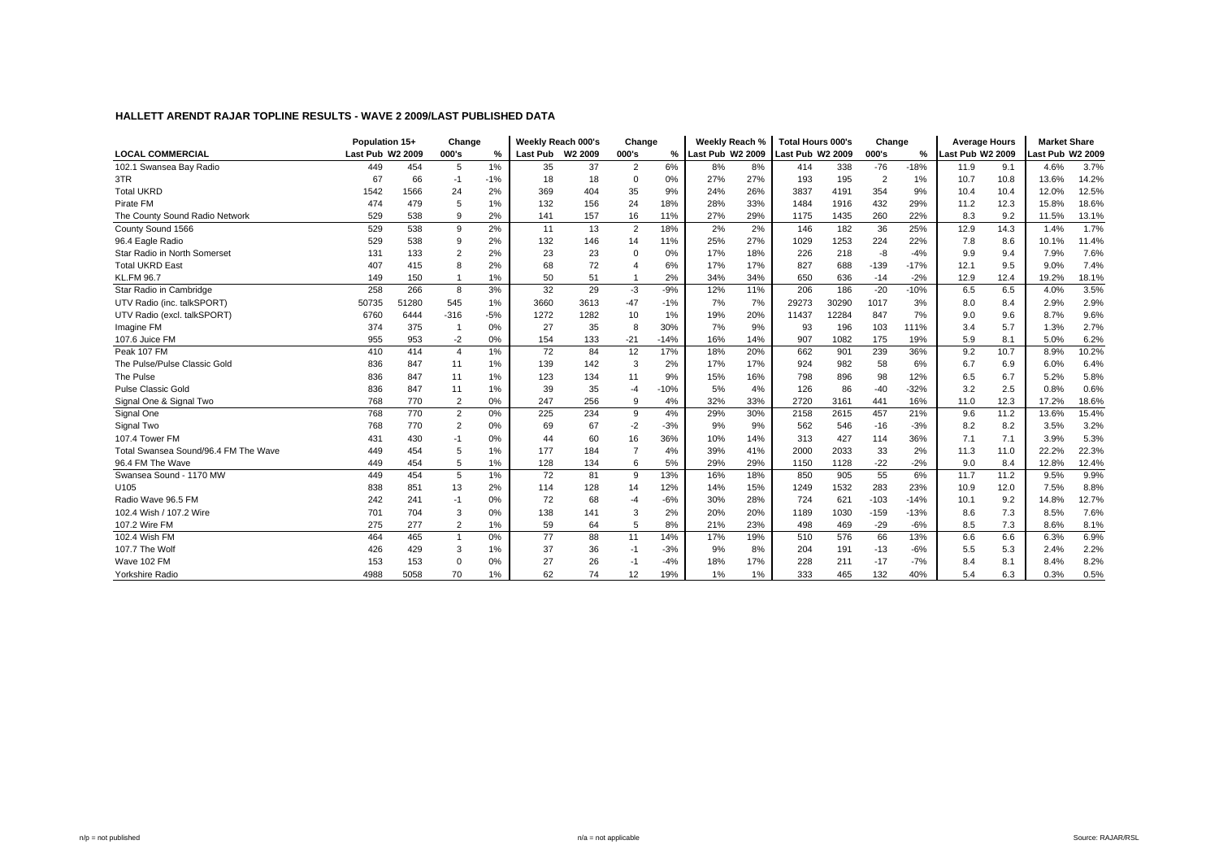### HALLETT ARENDT RAJAR TOPLINE RESULTS - WAVE 2 2009/LAST PUBLISHED DATA

| | Population 15+ | | Change | | Weekly Reach 000's | | Change | | Weekly Reach % | | Total Hours 000's | | Change | | Average Hours | | Market Share | |
|---|---|---|---|---|---|---|---|---|---|---|---|---|---|---|---|---|---|---|
| **LOCAL COMMERCIAL** | Last Pub | W2 2009 | 000's | % | Last Pub | W2 2009 | 000's | % | Last Pub | W2 2009 | Last Pub | W2 2009 | 000's | % | Last Pub | W2 2009 | Last Pub | W2 2009 |
| 102.1 Swansea Bay Radio | 449 | 454 | 5 | 1% | 35 | 37 | 2 | 6% | 8% | 8% | 414 | 338 | -76 | -18% | 11.9 | 9.1 | 4.6% | 3.7% |
| 3TR | 67 | 66 | -1 | -1% | 18 | 18 | 0 | 0% | 27% | 27% | 193 | 195 | 2 | 1% | 10.7 | 10.8 | 13.6% | 14.2% |
| Total UKRD | 1542 | 1566 | 24 | 2% | 369 | 404 | 35 | 9% | 24% | 26% | 3837 | 4191 | 354 | 9% | 10.4 | 10.4 | 12.0% | 12.5% |
| Pirate FM | 474 | 479 | 5 | 1% | 132 | 156 | 24 | 18% | 28% | 33% | 1484 | 1916 | 432 | 29% | 11.2 | 12.3 | 15.8% | 18.6% |
| The County Sound Radio Network | 529 | 538 | 9 | 2% | 141 | 157 | 16 | 11% | 27% | 29% | 1175 | 1435 | 260 | 22% | 8.3 | 9.2 | 11.5% | 13.1% |
| County Sound 1566 | 529 | 538 | 9 | 2% | 11 | 13 | 2 | 18% | 2% | 2% | 146 | 182 | 36 | 25% | 12.9 | 14.3 | 1.4% | 1.7% |
| 96.4 Eagle Radio | 529 | 538 | 9 | 2% | 132 | 146 | 14 | 11% | 25% | 27% | 1029 | 1253 | 224 | 22% | 7.8 | 8.6 | 10.1% | 11.4% |
| Star Radio in North Somerset | 131 | 133 | 2 | 2% | 23 | 23 | 0 | 0% | 17% | 18% | 226 | 218 | -8 | -4% | 9.9 | 9.4 | 7.9% | 7.6% |
| Total UKRD East | 407 | 415 | 8 | 2% | 68 | 72 | 4 | 6% | 17% | 17% | 827 | 688 | -139 | -17% | 12.1 | 9.5 | 9.0% | 7.4% |
| KL.FM 96.7 | 149 | 150 | 1 | 1% | 50 | 51 | 1 | 2% | 34% | 34% | 650 | 636 | -14 | -2% | 12.9 | 12.4 | 19.2% | 18.1% |
| Star Radio in Cambridge | 258 | 266 | 8 | 3% | 32 | 29 | -3 | -9% | 12% | 11% | 206 | 186 | -20 | -10% | 6.5 | 6.5 | 4.0% | 3.5% |
| UTV Radio (inc. talkSPORT) | 50735 | 51280 | 545 | 1% | 3660 | 3613 | -47 | -1% | 7% | 7% | 29273 | 30290 | 1017 | 3% | 8.0 | 8.4 | 2.9% | 2.9% |
| UTV Radio (excl. talkSPORT) | 6760 | 6444 | -316 | -5% | 1272 | 1282 | 10 | 1% | 19% | 20% | 11437 | 12284 | 847 | 7% | 9.0 | 9.6 | 8.7% | 9.6% |
| Imagine FM | 374 | 375 | 1 | 0% | 27 | 35 | 8 | 30% | 7% | 9% | 93 | 196 | 103 | 111% | 3.4 | 5.7 | 1.3% | 2.7% |
| 107.6 Juice FM | 955 | 953 | -2 | 0% | 154 | 133 | -21 | -14% | 16% | 14% | 907 | 1082 | 175 | 19% | 5.9 | 8.1 | 5.0% | 6.2% |
| Peak 107 FM | 410 | 414 | 4 | 1% | 72 | 84 | 12 | 17% | 18% | 20% | 662 | 901 | 239 | 36% | 9.2 | 10.7 | 8.9% | 10.2% |
| The Pulse/Pulse Classic Gold | 836 | 847 | 11 | 1% | 139 | 142 | 3 | 2% | 17% | 17% | 924 | 982 | 58 | 6% | 6.7 | 6.9 | 6.0% | 6.4% |
| The Pulse | 836 | 847 | 11 | 1% | 123 | 134 | 11 | 9% | 15% | 16% | 798 | 896 | 98 | 12% | 6.5 | 6.7 | 5.2% | 5.8% |
| Pulse Classic Gold | 836 | 847 | 11 | 1% | 39 | 35 | -4 | -10% | 5% | 4% | 126 | 86 | -40 | -32% | 3.2 | 2.5 | 0.8% | 0.6% |
| Signal One & Signal Two | 768 | 770 | 2 | 0% | 247 | 256 | 9 | 4% | 32% | 33% | 2720 | 3161 | 441 | 16% | 11.0 | 12.3 | 17.2% | 18.6% |
| Signal One | 768 | 770 | 2 | 0% | 225 | 234 | 9 | 4% | 29% | 30% | 2158 | 2615 | 457 | 21% | 9.6 | 11.2 | 13.6% | 15.4% |
| Signal Two | 768 | 770 | 2 | 0% | 69 | 67 | -2 | -3% | 9% | 9% | 562 | 546 | -16 | -3% | 8.2 | 8.2 | 3.5% | 3.2% |
| 107.4 Tower FM | 431 | 430 | -1 | 0% | 44 | 60 | 16 | 36% | 10% | 14% | 313 | 427 | 114 | 36% | 7.1 | 7.1 | 3.9% | 5.3% |
| Total Swansea Sound/96.4 FM The Wave | 449 | 454 | 5 | 1% | 177 | 184 | 7 | 4% | 39% | 41% | 2000 | 2033 | 33 | 2% | 11.3 | 11.0 | 22.2% | 22.3% |
| 96.4 FM The Wave | 449 | 454 | 5 | 1% | 128 | 134 | 6 | 5% | 29% | 29% | 1150 | 1128 | -22 | -2% | 9.0 | 8.4 | 12.8% | 12.4% |
| Swansea Sound - 1170 MW | 449 | 454 | 5 | 1% | 72 | 81 | 9 | 13% | 16% | 18% | 850 | 905 | 55 | 6% | 11.7 | 11.2 | 9.5% | 9.9% |
| U105 | 838 | 851 | 13 | 2% | 114 | 128 | 14 | 12% | 14% | 15% | 1249 | 1532 | 283 | 23% | 10.9 | 12.0 | 7.5% | 8.8% |
| Radio Wave 96.5 FM | 242 | 241 | -1 | 0% | 72 | 68 | -4 | -6% | 30% | 28% | 724 | 621 | -103 | -14% | 10.1 | 9.2 | 14.8% | 12.7% |
| 102.4 Wish / 107.2 Wire | 701 | 704 | 3 | 0% | 138 | 141 | 3 | 2% | 20% | 20% | 1189 | 1030 | -159 | -13% | 8.6 | 7.3 | 8.5% | 7.6% |
| 107.2 Wire FM | 275 | 277 | 2 | 1% | 59 | 64 | 5 | 8% | 21% | 23% | 498 | 469 | -29 | -6% | 8.5 | 7.3 | 8.6% | 8.1% |
| 102.4 Wish FM | 464 | 465 | 1 | 0% | 77 | 88 | 11 | 14% | 17% | 19% | 510 | 576 | 66 | 13% | 6.6 | 6.6 | 6.3% | 6.9% |
| 107.7 The Wolf | 426 | 429 | 3 | 1% | 37 | 36 | -1 | -3% | 9% | 8% | 204 | 191 | -13 | -6% | 5.5 | 5.3 | 2.4% | 2.2% |
| Wave 102 FM | 153 | 153 | 0 | 0% | 27 | 26 | -1 | -4% | 18% | 17% | 228 | 211 | -17 | -7% | 8.4 | 8.1 | 8.4% | 8.2% |
| Yorkshire Radio | 4988 | 5058 | 70 | 1% | 62 | 74 | 12 | 19% | 1% | 1% | 333 | 465 | 132 | 40% | 5.4 | 6.3 | 0.3% | 0.5% |

n/p = not published | n/a = not applicable | Source: RAJAR/RSL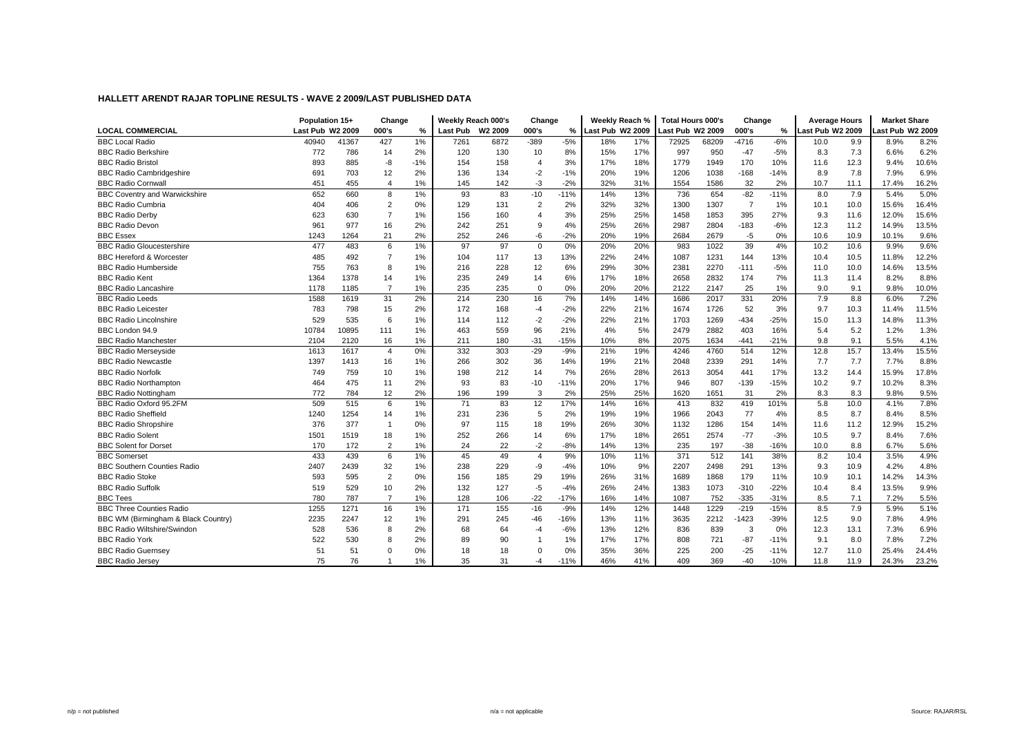## HALLETT ARENDT RAJAR TOPLINE RESULTS - WAVE 2 2009/LAST PUBLISHED DATA

| LOCAL COMMERCIAL | Population 15+ | | Change | | Weekly Reach 000's | | Change | | Weekly Reach % | | Total Hours 000's | | Change | | Average Hours | | Market Share | |
|---|---|---|---|---|---|---|---|---|---|---|---|---|---|---|---|---|---|---|
| | Last Pub | W2 2009 | 000's | % | Last Pub | W2 2009 | 000's | % | Last Pub | W2 2009 | Last Pub | W2 2009 | 000's | % | Last Pub | W2 2009 | Last Pub | W2 2009 |
| BBC Local Radio | 40940 | 41367 | 427 | 1% | 7261 | 6872 | -389 | -5% | 18% | 17% | 72925 | 68209 | -4716 | -6% | 10.0 | 9.9 | 8.9% | 8.2% |
| BBC Radio Berkshire | 772 | 786 | 14 | 2% | 120 | 130 | 10 | 8% | 15% | 17% | 997 | 950 | -47 | -5% | 8.3 | 7.3 | 6.6% | 6.2% |
| BBC Radio Bristol | 893 | 885 | -8 | -1% | 154 | 158 | 4 | 3% | 17% | 18% | 1779 | 1949 | 170 | 10% | 11.6 | 12.3 | 9.4% | 10.6% |
| BBC Radio Cambridgeshire | 691 | 703 | 12 | 2% | 136 | 134 | -2 | -1% | 20% | 19% | 1206 | 1038 | -168 | -14% | 8.9 | 7.8 | 7.9% | 6.9% |
| BBC Radio Cornwall | 451 | 455 | 4 | 1% | 145 | 142 | -3 | -2% | 32% | 31% | 1554 | 1586 | 32 | 2% | 10.7 | 11.1 | 17.4% | 16.2% |
| BBC Coventry and Warwickshire | 652 | 660 | 8 | 1% | 93 | 83 | -10 | -11% | 14% | 13% | 736 | 654 | -82 | -11% | 8.0 | 7.9 | 5.4% | 5.0% |
| BBC Radio Cumbria | 404 | 406 | 2 | 0% | 129 | 131 | 2 | 2% | 32% | 32% | 1300 | 1307 | 7 | 1% | 10.1 | 10.0 | 15.6% | 16.4% |
| BBC Radio Derby | 623 | 630 | 7 | 1% | 156 | 160 | 4 | 3% | 25% | 25% | 1458 | 1853 | 395 | 27% | 9.3 | 11.6 | 12.0% | 15.6% |
| BBC Radio Devon | 961 | 977 | 16 | 2% | 242 | 251 | 9 | 4% | 25% | 26% | 2987 | 2804 | -183 | -6% | 12.3 | 11.2 | 14.9% | 13.5% |
| BBC Essex | 1243 | 1264 | 21 | 2% | 252 | 246 | -6 | -2% | 20% | 19% | 2684 | 2679 | -5 | 0% | 10.6 | 10.9 | 10.1% | 9.6% |
| BBC Radio Gloucestershire | 477 | 483 | 6 | 1% | 97 | 97 | 0 | 0% | 20% | 20% | 983 | 1022 | 39 | 4% | 10.2 | 10.6 | 9.9% | 9.6% |
| BBC Hereford & Worcester | 485 | 492 | 7 | 1% | 104 | 117 | 13 | 13% | 22% | 24% | 1087 | 1231 | 144 | 13% | 10.4 | 10.5 | 11.8% | 12.2% |
| BBC Radio Humberside | 755 | 763 | 8 | 1% | 216 | 228 | 12 | 6% | 29% | 30% | 2381 | 2270 | -111 | -5% | 11.0 | 10.0 | 14.6% | 13.5% |
| BBC Radio Kent | 1364 | 1378 | 14 | 1% | 235 | 249 | 14 | 6% | 17% | 18% | 2658 | 2832 | 174 | 7% | 11.3 | 11.4 | 8.2% | 8.8% |
| BBC Radio Lancashire | 1178 | 1185 | 7 | 1% | 235 | 235 | 0 | 0% | 20% | 20% | 2122 | 2147 | 25 | 1% | 9.0 | 9.1 | 9.8% | 10.0% |
| BBC Radio Leeds | 1588 | 1619 | 31 | 2% | 214 | 230 | 16 | 7% | 14% | 14% | 1686 | 2017 | 331 | 20% | 7.9 | 8.8 | 6.0% | 7.2% |
| BBC Radio Leicester | 783 | 798 | 15 | 2% | 172 | 168 | -4 | -2% | 22% | 21% | 1674 | 1726 | 52 | 3% | 9.7 | 10.3 | 11.4% | 11.5% |
| BBC Radio Lincolnshire | 529 | 535 | 6 | 1% | 114 | 112 | -2 | -2% | 22% | 21% | 1703 | 1269 | -434 | -25% | 15.0 | 11.3 | 14.8% | 11.3% |
| BBC London 94.9 | 10784 | 10895 | 111 | 1% | 463 | 559 | 96 | 21% | 4% | 5% | 2479 | 2882 | 403 | 16% | 5.4 | 5.2 | 1.2% | 1.3% |
| BBC Radio Manchester | 2104 | 2120 | 16 | 1% | 211 | 180 | -31 | -15% | 10% | 8% | 2075 | 1634 | -441 | -21% | 9.8 | 9.1 | 5.5% | 4.1% |
| BBC Radio Merseyside | 1613 | 1617 | 4 | 0% | 332 | 303 | -29 | -9% | 21% | 19% | 4246 | 4760 | 514 | 12% | 12.8 | 15.7 | 13.4% | 15.5% |
| BBC Radio Newcastle | 1397 | 1413 | 16 | 1% | 266 | 302 | 36 | 14% | 19% | 21% | 2048 | 2339 | 291 | 14% | 7.7 | 7.7 | 7.7% | 8.8% |
| BBC Radio Norfolk | 749 | 759 | 10 | 1% | 198 | 212 | 14 | 7% | 26% | 28% | 2613 | 3054 | 441 | 17% | 13.2 | 14.4 | 15.9% | 17.8% |
| BBC Radio Northampton | 464 | 475 | 11 | 2% | 93 | 83 | -10 | -11% | 20% | 17% | 946 | 807 | -139 | -15% | 10.2 | 9.7 | 10.2% | 8.3% |
| BBC Radio Nottingham | 772 | 784 | 12 | 2% | 196 | 199 | 3 | 2% | 25% | 25% | 1620 | 1651 | 31 | 2% | 8.3 | 8.3 | 9.8% | 9.5% |
| BBC Radio Oxford 95.2FM | 509 | 515 | 6 | 1% | 71 | 83 | 12 | 17% | 14% | 16% | 413 | 832 | 419 | 101% | 5.8 | 10.0 | 4.1% | 7.8% |
| BBC Radio Sheffield | 1240 | 1254 | 14 | 1% | 231 | 236 | 5 | 2% | 19% | 19% | 1966 | 2043 | 77 | 4% | 8.5 | 8.7 | 8.4% | 8.5% |
| BBC Radio Shropshire | 376 | 377 | 1 | 0% | 97 | 115 | 18 | 19% | 26% | 30% | 1132 | 1286 | 154 | 14% | 11.6 | 11.2 | 12.9% | 15.2% |
| BBC Radio Solent | 1501 | 1519 | 18 | 1% | 252 | 266 | 14 | 6% | 17% | 18% | 2651 | 2574 | -77 | -3% | 10.5 | 9.7 | 8.4% | 7.6% |
| BBC Solent for Dorset | 170 | 172 | 2 | 1% | 24 | 22 | -2 | -8% | 14% | 13% | 235 | 197 | -38 | -16% | 10.0 | 8.8 | 6.7% | 5.6% |
| BBC Somerset | 433 | 439 | 6 | 1% | 45 | 49 | 4 | 9% | 10% | 11% | 371 | 512 | 141 | 38% | 8.2 | 10.4 | 3.5% | 4.9% |
| BBC Southern Counties Radio | 2407 | 2439 | 32 | 1% | 238 | 229 | -9 | -4% | 10% | 9% | 2207 | 2498 | 291 | 13% | 9.3 | 10.9 | 4.2% | 4.8% |
| BBC Radio Stoke | 593 | 595 | 2 | 0% | 156 | 185 | 29 | 19% | 26% | 31% | 1689 | 1868 | 179 | 11% | 10.9 | 10.1 | 14.2% | 14.3% |
| BBC Radio Suffolk | 519 | 529 | 10 | 2% | 132 | 127 | -5 | -4% | 26% | 24% | 1383 | 1073 | -310 | -22% | 10.4 | 8.4 | 13.5% | 9.9% |
| BBC Tees | 780 | 787 | 7 | 1% | 128 | 106 | -22 | -17% | 16% | 14% | 1087 | 752 | -335 | -31% | 8.5 | 7.1 | 7.2% | 5.5% |
| BBC Three Counties Radio | 1255 | 1271 | 16 | 1% | 171 | 155 | -16 | -9% | 14% | 12% | 1448 | 1229 | -219 | -15% | 8.5 | 7.9 | 5.9% | 5.1% |
| BBC WM (Birmingham & Black Country) | 2235 | 2247 | 12 | 1% | 291 | 245 | -46 | -16% | 13% | 11% | 3635 | 2212 | -1423 | -39% | 12.5 | 9.0 | 7.8% | 4.9% |
| BBC Radio Wiltshire/Swindon | 528 | 536 | 8 | 2% | 68 | 64 | -4 | -6% | 13% | 12% | 836 | 839 | 3 | 0% | 12.3 | 13.1 | 7.3% | 6.9% |
| BBC Radio York | 522 | 530 | 8 | 2% | 89 | 90 | 1 | 1% | 17% | 17% | 808 | 721 | -87 | -11% | 9.1 | 8.0 | 7.8% | 7.2% |
| BBC Radio Guernsey | 51 | 51 | 0 | 0% | 18 | 18 | 0 | 0% | 35% | 36% | 225 | 200 | -25 | -11% | 12.7 | 11.0 | 25.4% | 24.4% |
| BBC Radio Jersey | 75 | 76 | 1 | 1% | 35 | 31 | -4 | -11% | 46% | 41% | 409 | 369 | -40 | -10% | 11.8 | 11.9 | 24.3% | 23.2% |

n/p = not published | n/a = not applicable | Source: RAJAR/RSL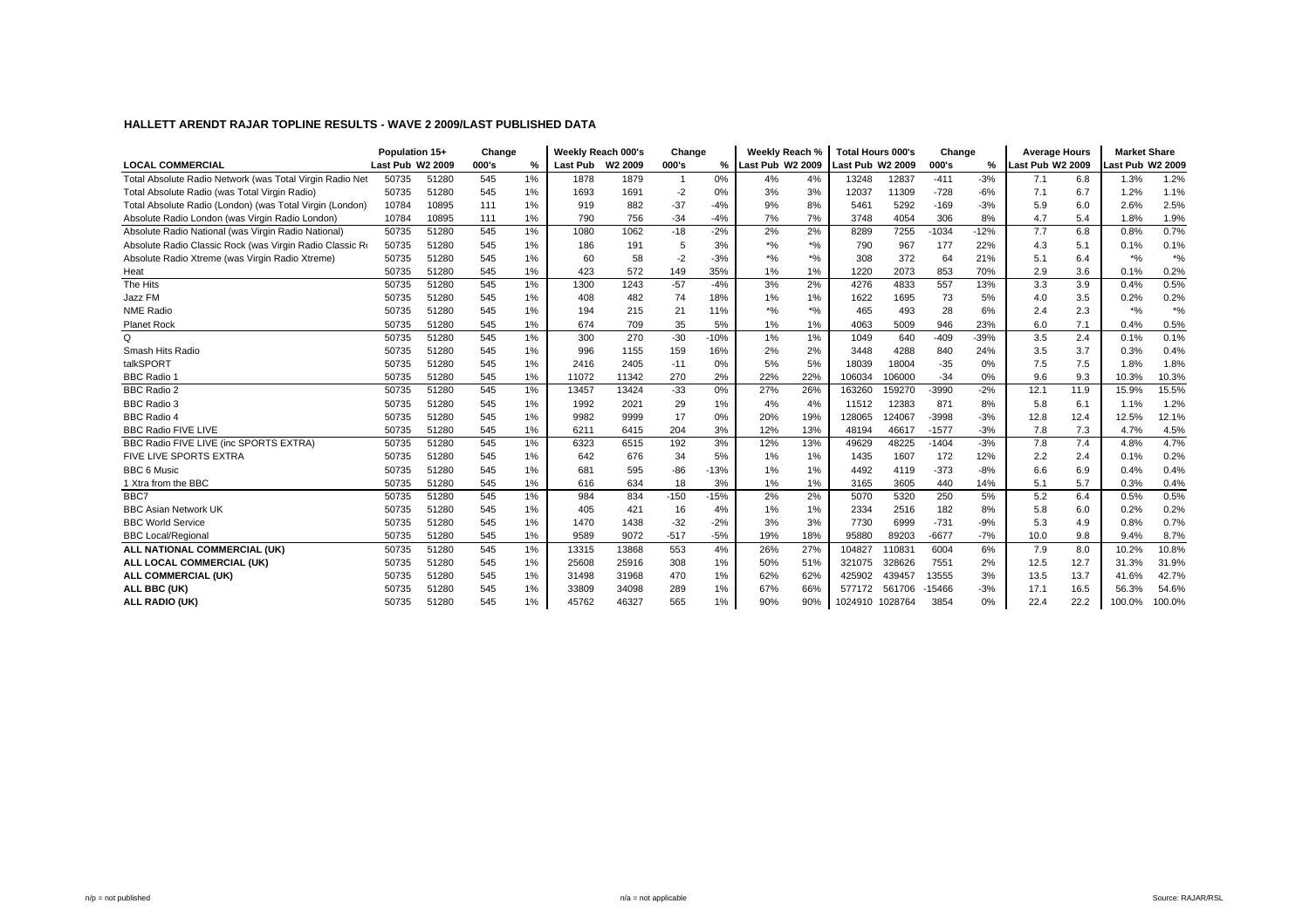## HALLETT ARENDT RAJAR TOPLINE RESULTS - WAVE 2 2009/LAST PUBLISHED DATA

| LOCAL COMMERCIAL | Population 15+ Last Pub | Population 15+ W2 2009 | Change 000's | Change % | Weekly Reach 000's Last Pub | Weekly Reach 000's W2 2009 | Change 000's | Change % | Weekly Reach % Last Pub | Weekly Reach % W2 2009 | Total Hours 000's Last Pub | Total Hours 000's W2 2009 | Change 000's | Change % | Average Hours Last Pub | Average Hours W2 2009 | Market Share Last Pub | Market Share W2 2009 |
|---|---|---|---|---|---|---|---|---|---|---|---|---|---|---|---|---|---|---|
| Total Absolute Radio Network (was Total Virgin Radio Net | 50735 | 51280 | 545 | 1% | 1878 | 1879 | 1 | 0% | 4% | 4% | 13248 | 12837 | -411 | -3% | 7.1 | 6.8 | 1.3% | 1.2% |
| Total Absolute Radio (was Total Virgin Radio) | 50735 | 51280 | 545 | 1% | 1693 | 1691 | -2 | 0% | 3% | 3% | 12037 | 11309 | -728 | -6% | 7.1 | 6.7 | 1.2% | 1.1% |
| Total Absolute Radio (London) (was Total Virgin London) | 10784 | 10895 | 111 | 1% | 919 | 882 | -37 | -4% | 9% | 8% | 5461 | 5292 | -169 | -3% | 5.9 | 6.0 | 2.6% | 2.5% |
| Absolute Radio London (was Virgin Radio London) | 10784 | 10895 | 111 | 1% | 790 | 756 | -34 | -4% | 7% | 7% | 3748 | 4054 | 306 | 8% | 4.7 | 5.4 | 1.8% | 1.9% |
| Absolute Radio National (was Virgin Radio National) | 50735 | 51280 | 545 | 1% | 1080 | 1062 | -18 | -2% | 2% | 2% | 8289 | 7255 | -1034 | -12% | 7.7 | 6.8 | 0.8% | 0.7% |
| Absolute Radio Classic Rock (was Virgin Radio Classic Ro | 50735 | 51280 | 545 | 1% | 186 | 191 | 5 | 3% | *% | *% | 790 | 967 | 177 | 22% | 4.3 | 5.1 | 0.1% | 0.1% |
| Absolute Radio Xtreme (was Virgin Radio Xtreme) | 50735 | 51280 | 545 | 1% | 60 | 58 | -2 | -3% | *% | *% | 308 | 372 | 64 | 21% | 5.1 | 6.4 | *% | *% |
| Heat | 50735 | 51280 | 545 | 1% | 423 | 572 | 149 | 35% | 1% | 1% | 1220 | 2073 | 853 | 70% | 2.9 | 3.6 | 0.1% | 0.2% |
| The Hits | 50735 | 51280 | 545 | 1% | 1300 | 1243 | -57 | -4% | 3% | 2% | 4276 | 4833 | 557 | 13% | 3.3 | 3.9 | 0.4% | 0.5% |
| Jazz FM | 50735 | 51280 | 545 | 1% | 408 | 482 | 74 | 18% | 1% | 1% | 1622 | 1695 | 73 | 5% | 4.0 | 3.5 | 0.2% | 0.2% |
| NME Radio | 50735 | 51280 | 545 | 1% | 194 | 215 | 21 | 11% | *% | *% | 465 | 493 | 28 | 6% | 2.4 | 2.3 | *% | *% |
| Planet Rock | 50735 | 51280 | 545 | 1% | 674 | 709 | 35 | 5% | 1% | 1% | 4063 | 5009 | 946 | 23% | 6.0 | 7.1 | 0.4% | 0.5% |
| Q | 50735 | 51280 | 545 | 1% | 300 | 270 | -30 | -10% | 1% | 1% | 1049 | 640 | -409 | -39% | 3.5 | 2.4 | 0.1% | 0.1% |
| Smash Hits Radio | 50735 | 51280 | 545 | 1% | 996 | 1155 | 159 | 16% | 2% | 2% | 3448 | 4288 | 840 | 24% | 3.5 | 3.7 | 0.3% | 0.4% |
| talkSPORT | 50735 | 51280 | 545 | 1% | 2416 | 2405 | -11 | 0% | 5% | 5% | 18039 | 18004 | -35 | 0% | 7.5 | 7.5 | 1.8% | 1.8% |
| BBC Radio 1 | 50735 | 51280 | 545 | 1% | 11072 | 11342 | 270 | 2% | 22% | 22% | 106034 | 106000 | -34 | 0% | 9.6 | 9.3 | 10.3% | 10.3% |
| BBC Radio 2 | 50735 | 51280 | 545 | 1% | 13457 | 13424 | -33 | 0% | 27% | 26% | 163260 | 159270 | -3990 | -2% | 12.1 | 11.9 | 15.9% | 15.5% |
| BBC Radio 3 | 50735 | 51280 | 545 | 1% | 1992 | 2021 | 29 | 1% | 4% | 4% | 11512 | 12383 | 871 | 8% | 5.8 | 6.1 | 1.1% | 1.2% |
| BBC Radio 4 | 50735 | 51280 | 545 | 1% | 9982 | 9999 | 17 | 0% | 20% | 19% | 128065 | 124067 | -3998 | -3% | 12.8 | 12.4 | 12.5% | 12.1% |
| BBC Radio FIVE LIVE | 50735 | 51280 | 545 | 1% | 6211 | 6415 | 204 | 3% | 12% | 13% | 48194 | 46617 | -1577 | -3% | 7.8 | 7.3 | 4.7% | 4.5% |
| BBC Radio FIVE LIVE (inc SPORTS EXTRA) | 50735 | 51280 | 545 | 1% | 6323 | 6515 | 192 | 3% | 12% | 13% | 49629 | 48225 | -1404 | -3% | 7.8 | 7.4 | 4.8% | 4.7% |
| FIVE LIVE SPORTS EXTRA | 50735 | 51280 | 545 | 1% | 642 | 676 | 34 | 5% | 1% | 1% | 1435 | 1607 | 172 | 12% | 2.2 | 2.4 | 0.1% | 0.2% |
| BBC 6 Music | 50735 | 51280 | 545 | 1% | 681 | 595 | -86 | -13% | 1% | 1% | 4492 | 4119 | -373 | -8% | 6.6 | 6.9 | 0.4% | 0.4% |
| 1 Xtra from the BBC | 50735 | 51280 | 545 | 1% | 616 | 634 | 18 | 3% | 1% | 1% | 3165 | 3605 | 440 | 14% | 5.1 | 5.7 | 0.3% | 0.4% |
| BBC7 | 50735 | 51280 | 545 | 1% | 984 | 834 | -150 | -15% | 2% | 2% | 5070 | 5320 | 250 | 5% | 5.2 | 6.4 | 0.5% | 0.5% |
| BBC Asian Network UK | 50735 | 51280 | 545 | 1% | 405 | 421 | 16 | 4% | 1% | 1% | 2334 | 2516 | 182 | 8% | 5.8 | 6.0 | 0.2% | 0.2% |
| BBC World Service | 50735 | 51280 | 545 | 1% | 1470 | 1438 | -32 | -2% | 3% | 3% | 7730 | 6999 | -731 | -9% | 5.3 | 4.9 | 0.8% | 0.7% |
| BBC Local/Regional | 50735 | 51280 | 545 | 1% | 9589 | 9072 | -517 | -5% | 19% | 18% | 95880 | 89203 | -6677 | -7% | 10.0 | 9.8 | 9.4% | 8.7% |
| **ALL NATIONAL COMMERCIAL (UK)** | 50735 | 51280 | 545 | 1% | 13315 | 13868 | 553 | 4% | 26% | 27% | 104827 | 110831 | 6004 | 6% | 7.9 | 8.0 | 10.2% | 10.8% |
| **ALL LOCAL COMMERCIAL (UK)** | 50735 | 51280 | 545 | 1% | 25608 | 25916 | 308 | 1% | 50% | 51% | 321075 | 328626 | 7551 | 2% | 12.5 | 12.7 | 31.3% | 31.9% |
| **ALL COMMERCIAL (UK)** | 50735 | 51280 | 545 | 1% | 31498 | 31968 | 470 | 1% | 62% | 62% | 425902 | 439457 | 13555 | 3% | 13.5 | 13.7 | 41.6% | 42.7% |
| **ALL BBC (UK)** | 50735 | 51280 | 545 | 1% | 33809 | 34098 | 289 | 1% | 67% | 66% | 577172 | 561706 | -15466 | -3% | 17.1 | 16.5 | 56.3% | 54.6% |
| **ALL RADIO (UK)** | 50735 | 51280 | 545 | 1% | 45762 | 46327 | 565 | 1% | 90% | 90% | 1024910 | 1028764 | 3854 | 0% | 22.4 | 22.2 | 100.0% | 100.0% |

n/p = not published

n/a = not applicable

Source: RAJAR/RSL